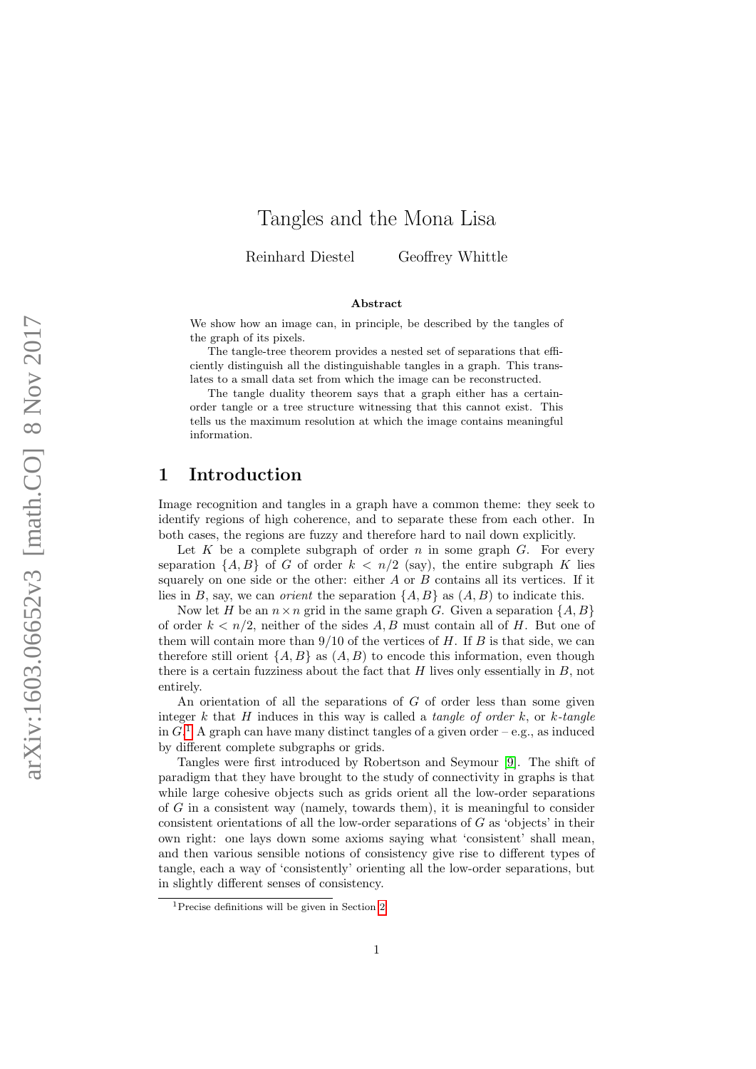# Tangles and the Mona Lisa

Reinhard Diestel    Geoffrey Whittle

### Abstract

We show how an image can, in principle, be described by the tangles of the graph of its pixels.

The tangle-tree theorem provides a nested set of separations that efficiently distinguish all the distinguishable tangles in a graph. This translates to a small data set from which the image can be reconstructed.

The tangle duality theorem says that a graph either has a certain-order tangle or a tree structure witnessing that this cannot exist. This tells us the maximum resolution at which the image contains meaningful information.

## 1 Introduction

Image recognition and tangles in a graph have a common theme: they seek to identify regions of high coherence, and to separate these from each other. In both cases, the regions are fuzzy and therefore hard to nail down explicitly.

Let $K$ be a complete subgraph of order $n$ in some graph $G$. For every separation $\{A, B\}$ of $G$ of order $k < n/2$ (say), the entire subgraph $K$ lies squarely on one side or the other: either $A$ or $B$ contains all its vertices. If it lies in $B$, say, we can *orient* the separation $\{A, B\}$ as $(A, B)$ to indicate this.

Now let $H$ be an $n \times n$ grid in the same graph $G$. Given a separation $\{A, B\}$ of order $k < n/2$, neither of the sides $A, B$ must contain all of $H$. But one of them will contain more than $9/10$ of the vertices of $H$. If $B$ is that side, we can therefore still orient $\{A, B\}$ as $(A, B)$ to encode this information, even though there is a certain fuzziness about the fact that $H$ lives only essentially in $B$, not entirely.

An orientation of all the separations of $G$ of order less than some given integer $k$ that $H$ induces in this way is called a *tangle of order* $k$, or $k$*-tangle* in $G$.[1] A graph can have many distinct tangles of a given order – e.g., as induced by different complete subgraphs or grids.

Tangles were first introduced by Robertson and Seymour [9]. The shift of paradigm that they have brought to the study of connectivity in graphs is that while large cohesive objects such as grids orient all the low-order separations of $G$ in a consistent way (namely, towards them), it is meaningful to consider consistent orientations of all the low-order separations of $G$ as 'objects' in their own right: one lays down some axioms saying what 'consistent' shall mean, and then various sensible notions of consistency give rise to different types of tangle, each a way of 'consistently' orienting all the low-order separations, but in slightly different senses of consistency.

[1] Precise definitions will be given in Section 2.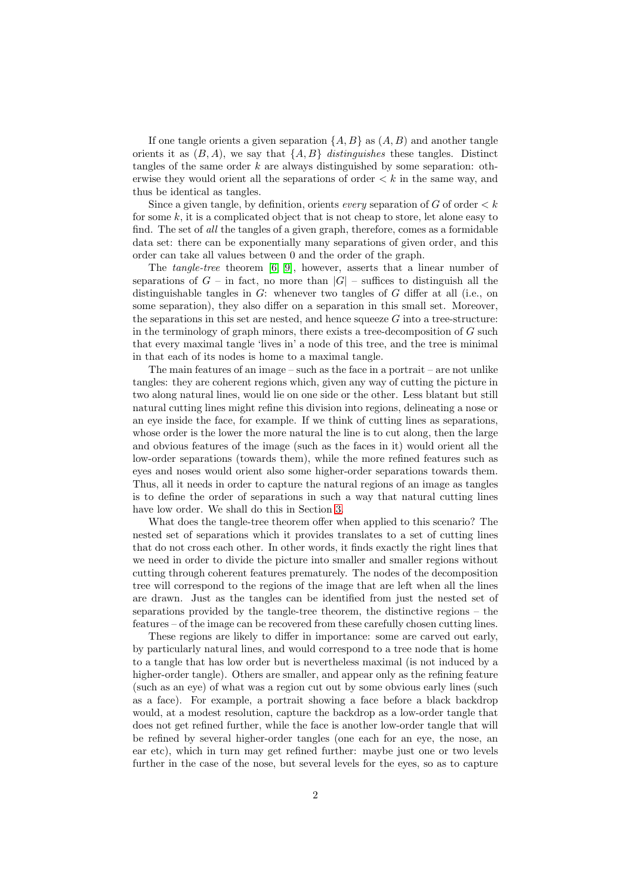If one tangle orients a given separation $\{A, B\}$ as $(A, B)$ and another tangle orients it as $(B, A)$, we say that $\{A, B\}$ *distinguishes* these tangles. Distinct tangles of the same order $k$ are always distinguished by some separation: otherwise they would orient all the separations of order $< k$ in the same way, and thus be identical as tangles.

Since a given tangle, by definition, orients *every* separation of $G$ of order $< k$ for some $k$, it is a complicated object that is not cheap to store, let alone easy to find. The set of *all* the tangles of a given graph, therefore, comes as a formidable data set: there can be exponentially many separations of given order, and this order can take all values between 0 and the order of the graph.

The *tangle-tree* theorem [6, 9], however, asserts that a linear number of separations of $G$ – in fact, no more than $|G|$ – suffices to distinguish all the distinguishable tangles in $G$: whenever two tangles of $G$ differ at all (i.e., on some separation), they also differ on a separation in this small set. Moreover, the separations in this set are nested, and hence squeeze $G$ into a tree-structure: in the terminology of graph minors, there exists a tree-decomposition of $G$ such that every maximal tangle 'lives in' a node of this tree, and the tree is minimal in that each of its nodes is home to a maximal tangle.

The main features of an image – such as the face in a portrait – are not unlike tangles: they are coherent regions which, given any way of cutting the picture in two along natural lines, would lie on one side or the other. Less blatant but still natural cutting lines might refine this division into regions, delineating a nose or an eye inside the face, for example. If we think of cutting lines as separations, whose order is the lower the more natural the line is to cut along, then the large and obvious features of the image (such as the faces in it) would orient all the low-order separations (towards them), while the more refined features such as eyes and noses would orient also some higher-order separations towards them. Thus, all it needs in order to capture the natural regions of an image as tangles is to define the order of separations in such a way that natural cutting lines have low order. We shall do this in Section 3.

What does the tangle-tree theorem offer when applied to this scenario? The nested set of separations which it provides translates to a set of cutting lines that do not cross each other. In other words, it finds exactly the right lines that we need in order to divide the picture into smaller and smaller regions without cutting through coherent features prematurely. The nodes of the decomposition tree will correspond to the regions of the image that are left when all the lines are drawn. Just as the tangles can be identified from just the nested set of separations provided by the tangle-tree theorem, the distinctive regions – the features – of the image can be recovered from these carefully chosen cutting lines.

These regions are likely to differ in importance: some are carved out early, by particularly natural lines, and would correspond to a tree node that is home to a tangle that has low order but is nevertheless maximal (is not induced by a higher-order tangle). Others are smaller, and appear only as the refining feature (such as an eye) of what was a region cut out by some obvious early lines (such as a face). For example, a portrait showing a face before a black backdrop would, at a modest resolution, capture the backdrop as a low-order tangle that does not get refined further, while the face is another low-order tangle that will be refined by several higher-order tangles (one each for an eye, the nose, an ear etc), which in turn may get refined further: maybe just one or two levels further in the case of the nose, but several levels for the eyes, so as to capture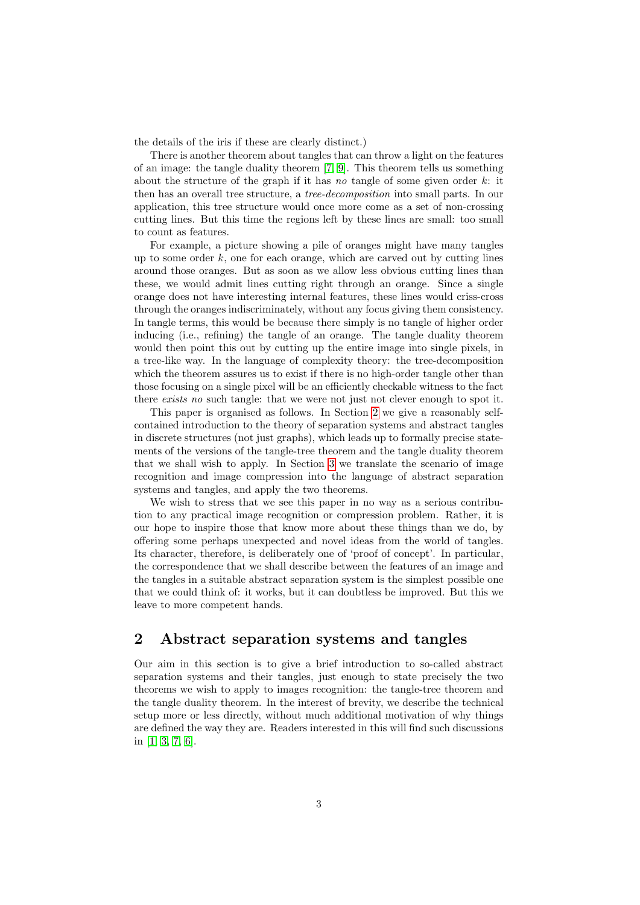the details of the iris if these are clearly distinct.)

There is another theorem about tangles that can throw a light on the features of an image: the tangle duality theorem [7, 9]. This theorem tells us something about the structure of the graph if it has *no* tangle of some given order $k$: it then has an overall tree structure, a *tree-decomposition* into small parts. In our application, this tree structure would once more come as a set of non-crossing cutting lines. But this time the regions left by these lines are small: too small to count as features.

For example, a picture showing a pile of oranges might have many tangles up to some order $k$, one for each orange, which are carved out by cutting lines around those oranges. But as soon as we allow less obvious cutting lines than these, we would admit lines cutting right through an orange. Since a single orange does not have interesting internal features, these lines would criss-cross through the oranges indiscriminately, without any focus giving them consistency. In tangle terms, this would be because there simply is no tangle of higher order inducing (i.e., refining) the tangle of an orange. The tangle duality theorem would then point this out by cutting up the entire image into single pixels, in a tree-like way. In the language of complexity theory: the tree-decomposition which the theorem assures us to exist if there is no high-order tangle other than those focusing on a single pixel will be an efficiently checkable witness to the fact there *exists no* such tangle: that we were not just not clever enough to spot it.

This paper is organised as follows. In Section 2 we give a reasonably self-contained introduction to the theory of separation systems and abstract tangles in discrete structures (not just graphs), which leads up to formally precise statements of the versions of the tangle-tree theorem and the tangle duality theorem that we shall wish to apply. In Section 3 we translate the scenario of image recognition and image compression into the language of abstract separation systems and tangles, and apply the two theorems.

We wish to stress that we see this paper in no way as a serious contribution to any practical image recognition or compression problem. Rather, it is our hope to inspire those that know more about these things than we do, by offering some perhaps unexpected and novel ideas from the world of tangles. Its character, therefore, is deliberately one of 'proof of concept'. In particular, the correspondence that we shall describe between the features of an image and the tangles in a suitable abstract separation system is the simplest possible one that we could think of: it works, but it can doubtless be improved. But this we leave to more competent hands.

## 2 Abstract separation systems and tangles

Our aim in this section is to give a brief introduction to so-called abstract separation systems and their tangles, just enough to state precisely the two theorems we wish to apply to images recognition: the tangle-tree theorem and the tangle duality theorem. In the interest of brevity, we describe the technical setup more or less directly, without much additional motivation of why things are defined the way they are. Readers interested in this will find such discussions in [1, 3, 7, 6].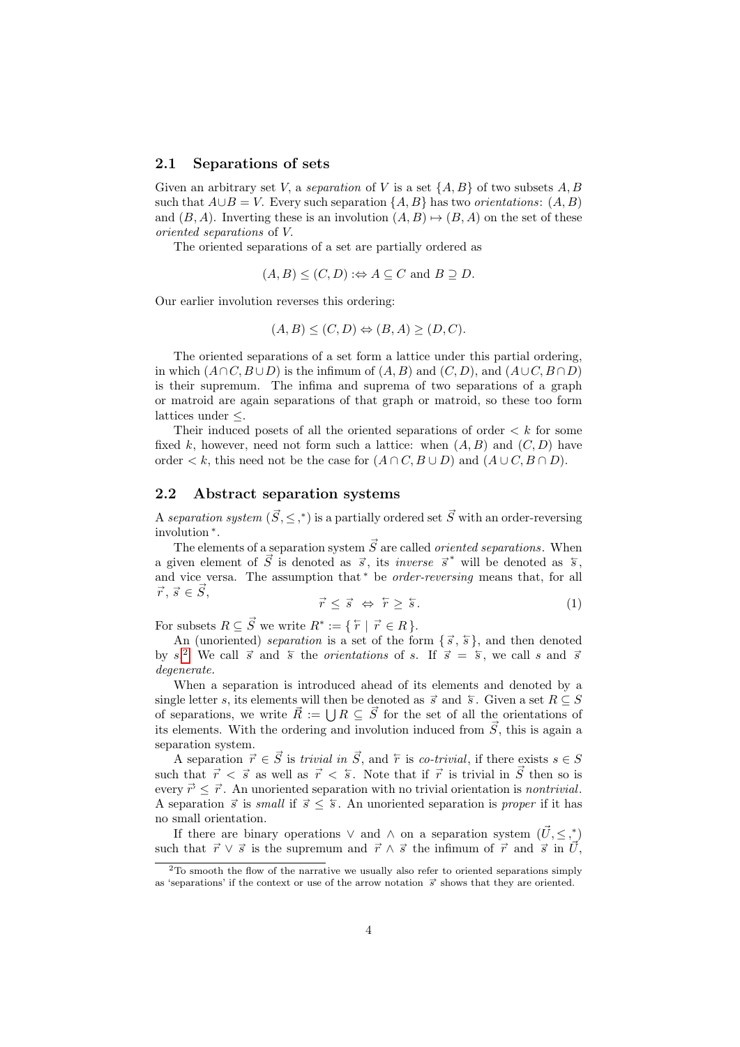### 2.1 Separations of sets

Given an arbitrary set $V$, a *separation* of $V$ is a set $\{A, B\}$ of two subsets $A, B$ such that $A \cup B = V$. Every such separation $\{A, B\}$ has two *orientations*: $(A, B)$ and $(B, A)$. Inverting these is an involution $(A, B) \mapsto (B, A)$ on the set of these *oriented separations* of $V$.

The oriented separations of a set are partially ordered as

$$(A, B) \le (C, D) :\Leftrightarrow A \subseteq C \text{ and } B \supseteq D.$$

Our earlier involution reverses this ordering:

$$(A, B) \le (C, D) \Leftrightarrow (B, A) \ge (D, C).$$

The oriented separations of a set form a lattice under this partial ordering, in which $(A \cap C, B \cup D)$ is the infimum of $(A, B)$ and $(C, D)$, and $(A \cup C, B \cap D)$ is their supremum. The infima and suprema of two separations of a graph or matroid are again separations of that graph or matroid, so these too form lattices under $\le$.

Their induced posets of all the oriented separations of order $< k$ for some fixed $k$, however, need not form such a lattice: when $(A, B)$ and $(C, D)$ have order $< k$, this need not be the case for $(A \cap C, B \cup D)$ and $(A \cup C, B \cap D)$.

### 2.2 Abstract separation systems

A *separation system* $(\vec{S}, \le, {}^*)$ is a partially ordered set $\vec{S}$ with an order-reversing involution ${}^*$.

The elements of a separation system $\vec{S}$ are called *oriented separations*. When a given element of $\vec{S}$ is denoted as $\vec{s}$, its *inverse* $\vec{s}^{\,*}$ will be denoted as $\overleftarrow{s}$, and vice versa. The assumption that ${}^*$ be *order-reversing* means that, for all $\vec{r}, \vec{s} \in \vec{S}$,

$$\vec{r} \le \vec{s} \;\Leftrightarrow\; \overleftarrow{r} \ge \overleftarrow{s}. \tag{1}$$

For subsets $R \subseteq \vec{S}$ we write $R^* := \{\, \overleftarrow{r} \mid \vec{r} \in R \,\}$.

An (unoriented) *separation* is a set of the form $\{\vec{s}, \overleftarrow{s}\}$, and then denoted by $s$.[2] We call $\vec{s}$ and $\overleftarrow{s}$ the *orientations* of $s$. If $\vec{s} = \overleftarrow{s}$, we call $s$ and $\vec{s}$ *degenerate*.

When a separation is introduced ahead of its elements and denoted by a single letter $s$, its elements will then be denoted as $\vec{s}$ and $\overleftarrow{s}$. Given a set $R \subseteq S$ of separations, we write $\vec{R} := \bigcup R \subseteq \vec{S}$ for the set of all the orientations of its elements. With the ordering and involution induced from $\vec{S}$, this is again a separation system.

A separation $\vec{r} \in \vec{S}$ is *trivial in* $\vec{S}$, and $\overleftarrow{r}$ is *co-trivial*, if there exists $s \in S$ such that $\vec{r} < \vec{s}$ as well as $\vec{r} < \overleftarrow{s}$. Note that if $\vec{r}$ is trivial in $\vec{S}$ then so is every $\vec{r}' \le \vec{r}$. An unoriented separation with no trivial orientation is *nontrivial*. A separation $\vec{s}$ is *small* if $\vec{s} \le \overleftarrow{s}$. An unoriented separation is *proper* if it has no small orientation.

If there are binary operations $\vee$ and $\wedge$ on a separation system $(\vec{U}, \le, {}^*)$ such that $\vec{r} \vee \vec{s}$ is the supremum and $\vec{r} \wedge \vec{s}$ the infimum of $\vec{r}$ and $\vec{s}$ in $\vec{U}$,

[2] To smooth the flow of the narrative we usually also refer to oriented separations simply as 'separations' if the context or use of the arrow notation $\vec{s}$ shows that they are oriented.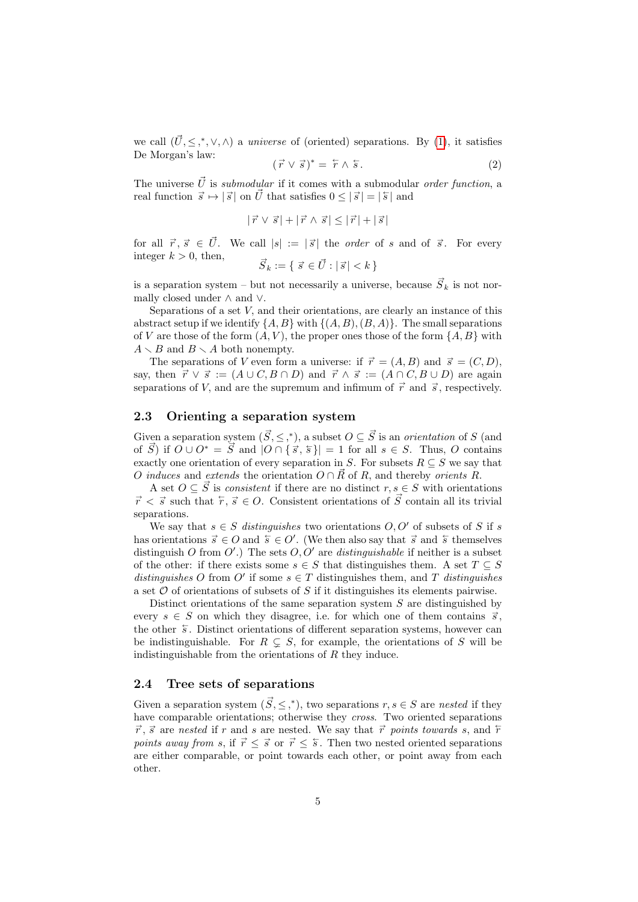we call $(\vec{U}, \le, {}^*, \vee, \wedge)$ a *universe* of (oriented) separations. By (1), it satisfies De Morgan's law:

$$(\vec{r} \vee \vec{s})^* = \overleftarrow{r} \wedge \overleftarrow{s}. \tag{2}$$

The universe $\vec{U}$ is *submodular* if it comes with a submodular *order function*, a real function $\vec{s} \mapsto |\vec{s}|$ on $\vec{U}$ that satisfies $0 \le |\vec{s}| = |\overleftarrow{s}|$ and

$$|\vec{r} \vee \vec{s}| + |\vec{r} \wedge \vec{s}| \le |\vec{r}| + |\vec{s}|$$

for all $\vec{r}, \vec{s} \in \vec{U}$. We call $|s| := |\vec{s}|$ the *order* of $s$ and of $\vec{s}$. For every integer $k > 0$, then,

$$\vec{S}_k := \{ \vec{s} \in \vec{U} : |\vec{s}| < k \}$$

is a separation system – but not necessarily a universe, because $\vec{S}_k$ is not normally closed under $\wedge$ and $\vee$.

Separations of a set $V$, and their orientations, are clearly an instance of this abstract setup if we identify $\{A, B\}$ with $\{(A, B), (B, A)\}$. The small separations of $V$ are those of the form $(A, V)$, the proper ones those of the form $\{A, B\}$ with $A \setminus B$ and $B \setminus A$ both nonempty.

The separations of $V$ even form a universe: if $\vec{r} = (A, B)$ and $\vec{s} = (C, D)$, say, then $\vec{r} \vee \vec{s} := (A \cup C, B \cap D)$ and $\vec{r} \wedge \vec{s} := (A \cap C, B \cup D)$ are again separations of $V$, and are the supremum and infimum of $\vec{r}$ and $\vec{s}$, respectively.

## 2.3 Orienting a separation system

Given a separation system $(\vec{S}, \le, {}^*)$, a subset $O \subseteq \vec{S}$ is an *orientation* of $S$ (and of $\vec{S}$) if $O \cup O^* = \vec{S}$ and $|O \cap \{\vec{s}, \overleftarrow{s}\}| = 1$ for all $s \in S$. Thus, $O$ contains exactly one orientation of every separation in $S$. For subsets $R \subseteq S$ we say that $O$ *induces* and *extends* the orientation $O \cap \vec{R}$ of $R$, and thereby *orients* $R$.

A set $O \subseteq \vec{S}$ is *consistent* if there are no distinct $r, s \in S$ with orientations $\vec{r} < \vec{s}$ such that $\overleftarrow{r}, \vec{s} \in O$. Consistent orientations of $\vec{S}$ contain all its trivial separations.

We say that $s \in S$ *distinguishes* two orientations $O, O'$ of subsets of $S$ if $s$ has orientations $\vec{s} \in O$ and $\overleftarrow{s} \in O'$. (We then also say that $\vec{s}$ and $\overleftarrow{s}$ themselves distinguish $O$ from $O'$.) The sets $O, O'$ are *distinguishable* if neither is a subset of the other: if there exists some $s \in S$ that distinguishes them. A set $T \subseteq S$ *distinguishes* $O$ from $O'$ if some $s \in T$ distinguishes them, and $T$ *distinguishes* a set $\mathcal{O}$ of orientations of subsets of $S$ if it distinguishes its elements pairwise.

Distinct orientations of the same separation system $S$ are distinguished by every $s \in S$ on which they disagree, i.e. for which one of them contains $\vec{s}$, the other $\overleftarrow{s}$. Distinct orientations of different separation systems, however can be indistinguishable. For $R \subsetneq S$, for example, the orientations of $S$ will be indistinguishable from the orientations of $R$ they induce.

## 2.4 Tree sets of separations

Given a separation system $(\vec{S}, \le, {}^*)$, two separations $r, s \in S$ are *nested* if they have comparable orientations; otherwise they *cross*. Two oriented separations $\vec{r}, \vec{s}$ are *nested* if $r$ and $s$ are nested. We say that $\vec{r}$ *points towards* $s$, and $\overleftarrow{r}$ *points away from* $s$, if $\vec{r} \le \vec{s}$ or $\vec{r} \le \overleftarrow{s}$. Then two nested oriented separations are either comparable, or point towards each other, or point away from each other.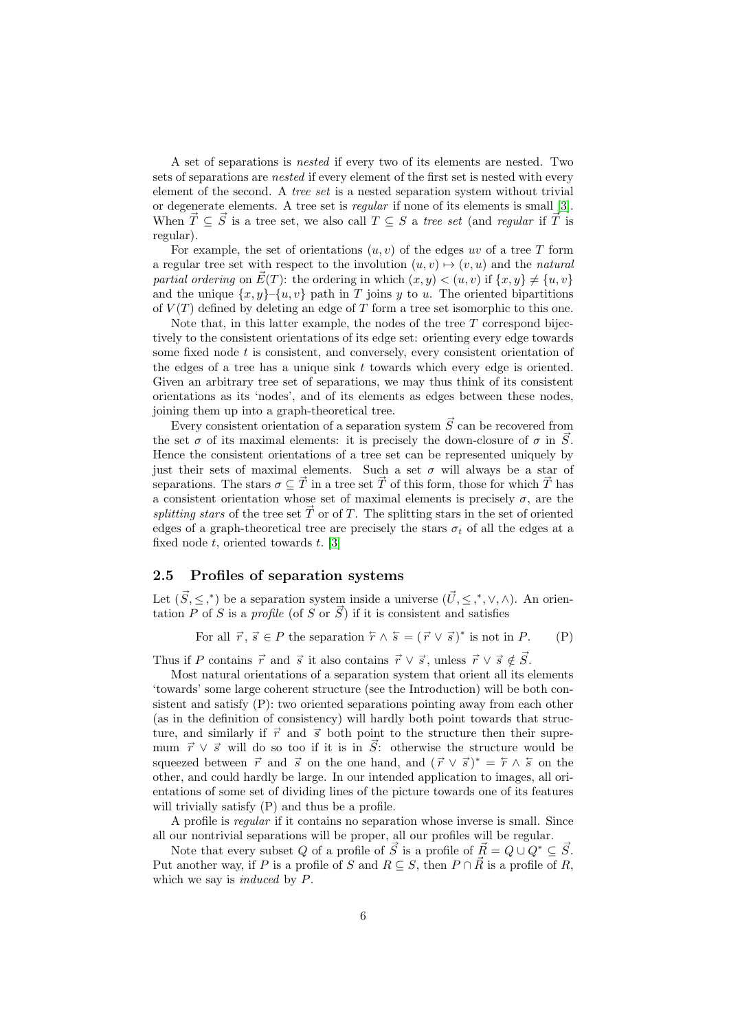A set of separations is *nested* if every two of its elements are nested. Two sets of separations are *nested* if every element of the first set is nested with every element of the second. A *tree set* is a nested separation system without trivial or degenerate elements. A tree set is *regular* if none of its elements is small [3]. When $\vec{T} \subseteq \vec{S}$ is a tree set, we also call $T \subseteq S$ a *tree set* (and *regular* if $\vec{T}$ is regular).

For example, the set of orientations $(u, v)$ of the edges $uv$ of a tree $T$ form a regular tree set with respect to the involution $(u, v) \mapsto (v, u)$ and the *natural partial ordering* on $\vec{E}(T)$: the ordering in which $(x, y) < (u, v)$ if $\{x, y\} \neq \{u, v\}$ and the unique $\{x, y\}$–$\{u, v\}$ path in $T$ joins $y$ to $u$. The oriented bipartitions of $V(T)$ defined by deleting an edge of $T$ form a tree set isomorphic to this one.

Note that, in this latter example, the nodes of the tree $T$ correspond bijectively to the consistent orientations of its edge set: orienting every edge towards some fixed node $t$ is consistent, and conversely, every consistent orientation of the edges of a tree has a unique sink $t$ towards which every edge is oriented. Given an arbitrary tree set of separations, we may thus think of its consistent orientations as its 'nodes', and of its elements as edges between these nodes, joining them up into a graph-theoretical tree.

Every consistent orientation of a separation system $\vec{S}$ can be recovered from the set $\sigma$ of its maximal elements: it is precisely the down-closure of $\sigma$ in $\vec{S}$. Hence the consistent orientations of a tree set can be represented uniquely by just their sets of maximal elements. Such a set $\sigma$ will always be a star of separations. The stars $\sigma \subseteq \vec{T}$ in a tree set $\vec{T}$ of this form, those for which $\vec{T}$ has a consistent orientation whose set of maximal elements is precisely $\sigma$, are the *splitting stars* of the tree set $\vec{T}$ or of $T$. The splitting stars in the set of oriented edges of a graph-theoretical tree are precisely the stars $\sigma_t$ of all the edges at a fixed node $t$, oriented towards $t$. [3]

## 2.5 Profiles of separation systems

Let $(\vec{S}, \leq, ^*)$ be a separation system inside a universe $(\vec{U}, \leq, ^*, \vee, \wedge)$. An orientation $P$ of $S$ is a *profile* (of $S$ or $\vec{S}$) if it is consistent and satisfies

$$\text{For all } \vec{r}, \vec{s} \in P \text{ the separation } \overleftarrow{r} \wedge \overleftarrow{s} = (\vec{r} \vee \vec{s})^* \text{ is not in } P. \qquad \text{(P)}$$

Thus if $P$ contains $\vec{r}$ and $\vec{s}$ it also contains $\vec{r} \vee \vec{s}$, unless $\vec{r} \vee \vec{s} \notin \vec{S}$.

Most natural orientations of a separation system that orient all its elements 'towards' some large coherent structure (see the Introduction) will be both consistent and satisfy (P): two oriented separations pointing away from each other (as in the definition of consistency) will hardly both point towards that structure, and similarly if $\vec{r}$ and $\vec{s}$ both point to the structure then their supremum $\vec{r} \vee \vec{s}$ will do so too if it is in $\vec{S}$: otherwise the structure would be squeezed between $\vec{r}$ and $\vec{s}$ on the one hand, and $(\vec{r} \vee \vec{s})^* = \overleftarrow{r} \wedge \overleftarrow{s}$ on the other, and could hardly be large. In our intended application to images, all orientations of some set of dividing lines of the picture towards one of its features will trivially satisfy (P) and thus be a profile.

A profile is *regular* if it contains no separation whose inverse is small. Since all our nontrivial separations will be proper, all our profiles will be regular.

Note that every subset $Q$ of a profile of $\vec{S}$ is a profile of $\vec{R} = Q \cup Q^* \subseteq \vec{S}$. Put another way, if $P$ is a profile of $S$ and $R \subseteq S$, then $P \cap \vec{R}$ is a profile of $R$, which we say is *induced* by $P$.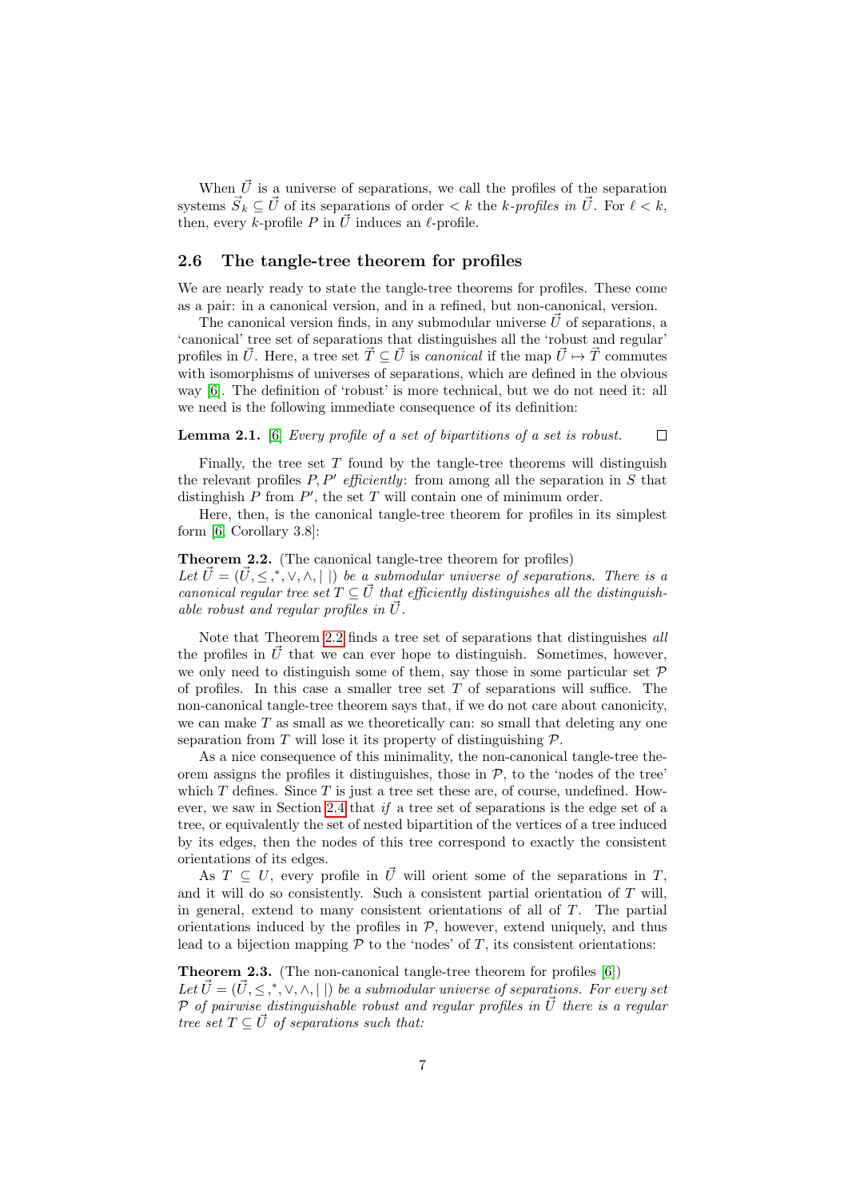When $\vec{U}$ is a universe of separations, we call the profiles of the separation systems $\vec{S}_k \subseteq \vec{U}$ of its separations of order $< k$ the *k-profiles in* $\vec{U}$. For $\ell < k$, then, every $k$-profile $P$ in $\vec{U}$ induces an $\ell$-profile.

## 2.6 The tangle-tree theorem for profiles

We are nearly ready to state the tangle-tree theorems for profiles. These come as a pair: in a canonical version, and in a refined, but non-canonical, version.

The canonical version finds, in any submodular universe $\vec{U}$ of separations, a 'canonical' tree set of separations that distinguishes all the 'robust and regular' profiles in $\vec{U}$. Here, a tree set $\vec{T} \subseteq \vec{U}$ is *canonical* if the map $\vec{U} \mapsto \vec{T}$ commutes with isomorphisms of universes of separations, which are defined in the obvious way [6]. The definition of 'robust' is more technical, but we do not need it: all we need is the following immediate consequence of its definition:

**Lemma 2.1.** [6] *Every profile of a set of bipartitions of a set is robust.* □

Finally, the tree set $T$ found by the tangle-tree theorems will distinguish the relevant profiles $P, P'$ *efficiently*: from among all the separation in $S$ that distinghish $P$ from $P'$, the set $T$ will contain one of minimum order.

Here, then, is the canonical tangle-tree theorem for profiles in its simplest form [6, Corollary 3.8]:

**Theorem 2.2.** (The canonical tangle-tree theorem for profiles)
*Let $\vec{U} = (\vec{U}, \leq, {}^*, \vee, \wedge, |\ |)$ be a submodular universe of separations. There is a canonical regular tree set $T \subseteq \vec{U}$ that efficiently distinguishes all the distinguishable robust and regular profiles in $\vec{U}$.*

Note that Theorem 2.2 finds a tree set of separations that distinguishes *all* the profiles in $\vec{U}$ that we can ever hope to distinguish. Sometimes, however, we only need to distinguish some of them, say those in some particular set $\mathcal{P}$ of profiles. In this case a smaller tree set $T$ of separations will suffice. The non-canonical tangle-tree theorem says that, if we do not care about canonicity, we can make $T$ as small as we theoretically can: so small that deleting any one separation from $T$ will lose it its property of distinguishing $\mathcal{P}$.

As a nice consequence of this minimality, the non-canonical tangle-tree theorem assigns the profiles it distinguishes, those in $\mathcal{P}$, to the 'nodes of the tree' which $T$ defines. Since $T$ is just a tree set these are, of course, undefined. However, we saw in Section 2.4 that *if* a tree set of separations is the edge set of a tree, or equivalently the set of nested bipartition of the vertices of a tree induced by its edges, then the nodes of this tree correspond to exactly the consistent orientations of its edges.

As $T \subseteq U$, every profile in $\vec{U}$ will orient some of the separations in $T$, and it will do so consistently. Such a consistent partial orientation of $T$ will, in general, extend to many consistent orientations of all of $T$. The partial orientations induced by the profiles in $\mathcal{P}$, however, extend uniquely, and thus lead to a bijection mapping $\mathcal{P}$ to the 'nodes' of $T$, its consistent orientations:

**Theorem 2.3.** (The non-canonical tangle-tree theorem for profiles [6])
*Let $\vec{U} = (\vec{U}, \leq, {}^*, \vee, \wedge, |\ |)$ be a submodular universe of separations. For every set $\mathcal{P}$ of pairwise distinguishable robust and regular profiles in $\vec{U}$ there is a regular tree set $T \subseteq \vec{U}$ of separations such that:*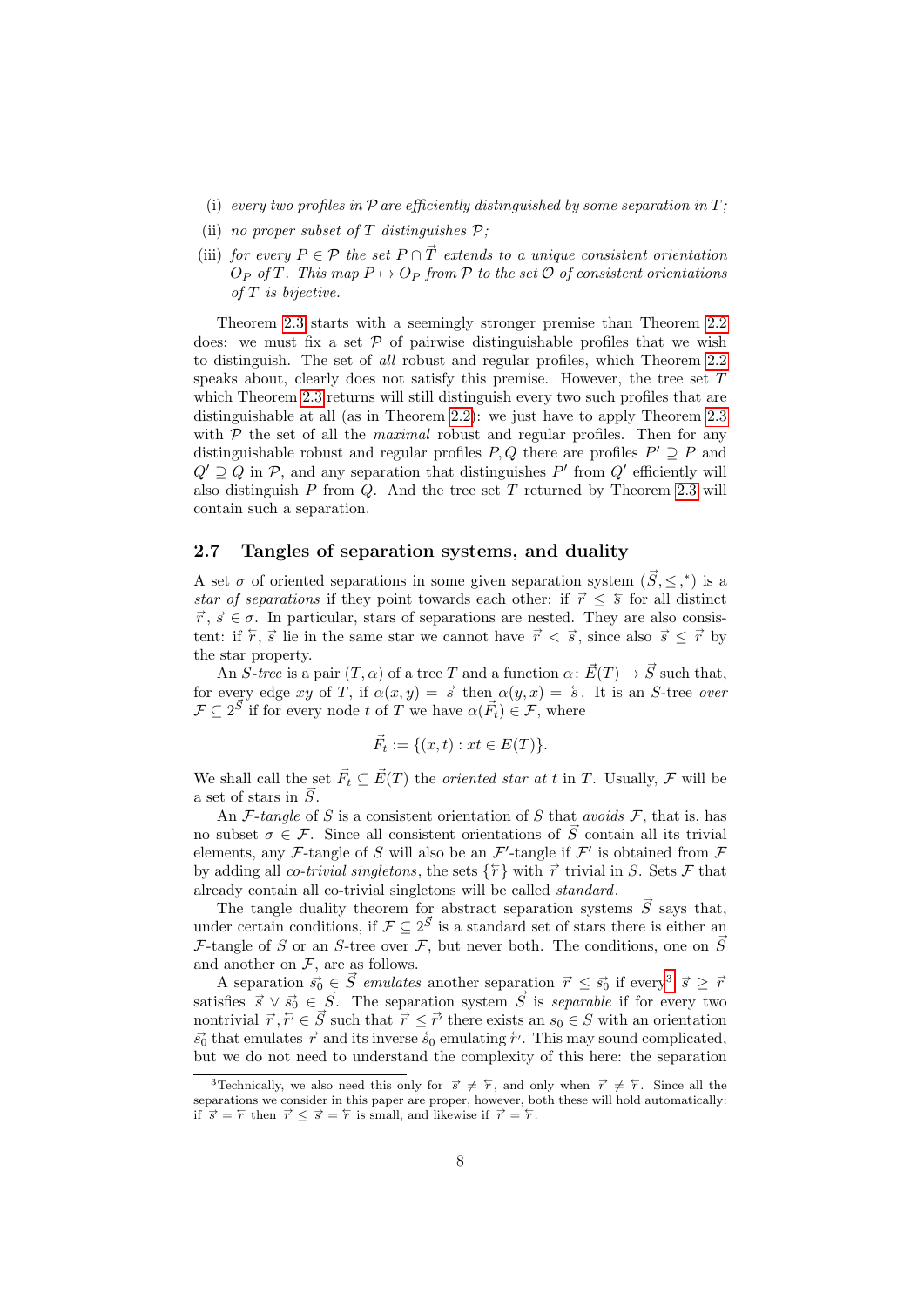(i) *every two profiles in $\mathcal{P}$ are efficiently distinguished by some separation in $T$;*

(ii) *no proper subset of $T$ distinguishes $\mathcal{P}$;*

(iii) *for every $P \in \mathcal{P}$ the set $P \cap \vec{T}$ extends to a unique consistent orientation $O_P$ of $T$. This map $P \mapsto O_P$ from $\mathcal{P}$ to the set $\mathcal{O}$ of consistent orientations of $T$ is bijective.*

Theorem 2.3 starts with a seemingly stronger premise than Theorem 2.2 does: we must fix a set $\mathcal{P}$ of pairwise distinguishable profiles that we wish to distinguish. The set of *all* robust and regular profiles, which Theorem 2.2 speaks about, clearly does not satisfy this premise. However, the tree set $T$ which Theorem 2.3 returns will still distinguish every two such profiles that are distinguishable at all (as in Theorem 2.2): we just have to apply Theorem 2.3 with $\mathcal{P}$ the set of all the *maximal* robust and regular profiles. Then for any distinguishable robust and regular profiles $P, Q$ there are profiles $P' \supseteq P$ and $Q' \supseteq Q$ in $\mathcal{P}$, and any separation that distinguishes $P'$ from $Q'$ efficiently will also distinguish $P$ from $Q$. And the tree set $T$ returned by Theorem 2.3 will contain such a separation.

## 2.7 Tangles of separation systems, and duality

A set $\sigma$ of oriented separations in some given separation system $(\vec{S}, \le, {}^*)$ is a *star of separations* if they point towards each other: if $\vec{r} \le \overleftarrow{s}$ for all distinct $\vec{r}, \vec{s} \in \sigma$. In particular, stars of separations are nested. They are also consistent: if $\overleftarrow{r}, \vec{s}$ lie in the same star we cannot have $\vec{r} < \vec{s}$, since also $\vec{s} \le \vec{r}$ by the star property.

An *$S$-tree* is a pair $(T, \alpha)$ of a tree $T$ and a function $\alpha \colon \vec{E}(T) \to \vec{S}$ such that, for every edge $xy$ of $T$, if $\alpha(x, y) = \vec{s}$ then $\alpha(y, x) = \overleftarrow{s}$. It is an $S$-tree *over* $\mathcal{F} \subseteq 2^{\vec{S}}$ if for every node $t$ of $T$ we have $\alpha(\vec{F}_t) \in \mathcal{F}$, where

$$\vec{F}_t := \{(x, t) : xt \in E(T)\}.$$

We shall call the set $\vec{F}_t \subseteq \vec{E}(T)$ the *oriented star at $t$* in $T$. Usually, $\mathcal{F}$ will be a set of stars in $\vec{S}$.

An *$\mathcal{F}$-tangle* of $S$ is a consistent orientation of $S$ that *avoids* $\mathcal{F}$, that is, has no subset $\sigma \in \mathcal{F}$. Since all consistent orientations of $\vec{S}$ contain all its trivial elements, any $\mathcal{F}$-tangle of $S$ will also be an $\mathcal{F}'$-tangle if $\mathcal{F}'$ is obtained from $\mathcal{F}$ by adding all *co-trivial singletons*, the sets $\{\overleftarrow{r}\}$ with $\vec{r}$ trivial in $S$. Sets $\mathcal{F}$ that already contain all co-trivial singletons will be called *standard*.

The tangle duality theorem for abstract separation systems $\vec{S}$ says that, under certain conditions, if $\mathcal{F} \subseteq 2^{\vec{S}}$ is a standard set of stars there is either an $\mathcal{F}$-tangle of $S$ or an $S$-tree over $\mathcal{F}$, but never both. The conditions, one on $\vec{S}$ and another on $\mathcal{F}$, are as follows.

A separation $\vec{s_0} \in \vec{S}$ *emulates* another separation $\vec{r} \le \vec{s_0}$ if every[3] $\vec{s} \ge \vec{r}$ satisfies $\vec{s} \vee \vec{s_0} \in \vec{S}$. The separation system $\vec{S}$ is *separable* if for every two nontrivial $\vec{r}, \overleftarrow{r'} \in \vec{S}$ such that $\vec{r} \le \vec{r'}$ there exists an $s_0 \in S$ with an orientation $\vec{s_0}$ that emulates $\vec{r}$ and its inverse $\overleftarrow{s_0}$ emulating $\overleftarrow{r'}$. This may sound complicated, but we do not need to understand the complexity of this here: the separation

[3]Technically, we also need this only for $\vec{s} \ne \overleftarrow{r}$, and only when $\vec{r} \ne \overleftarrow{r}$. Since all the separations we consider in this paper are proper, however, both these will hold automatically: if $\vec{s} = \overleftarrow{r}$ then $\vec{r} \le \vec{s} = \overleftarrow{r}$ is small, and likewise if $\vec{r} = \overleftarrow{r}$.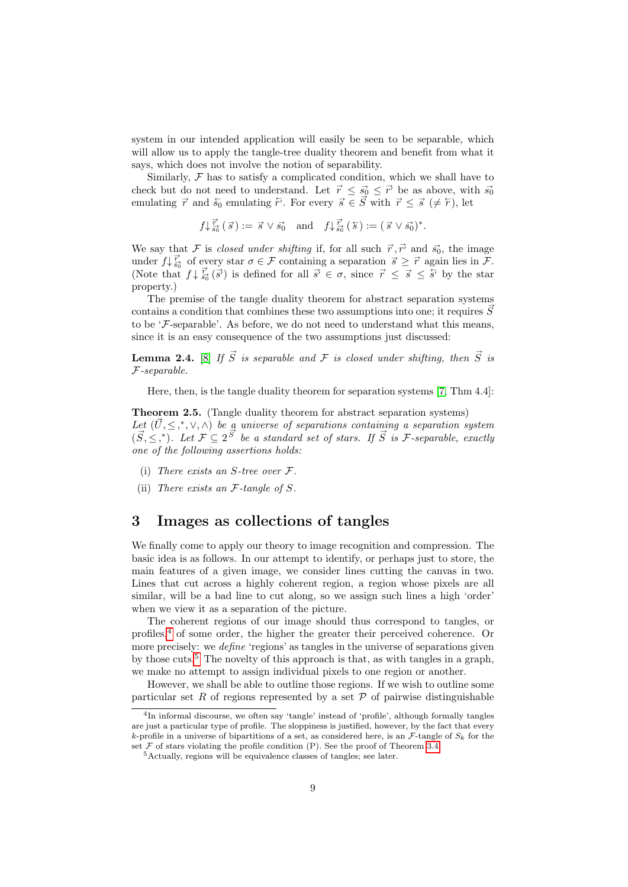system in our intended application will easily be seen to be separable, which will allow us to apply the tangle-tree duality theorem and benefit from what it says, which does not involve the notion of separability.

Similarly, $\mathcal{F}$ has to satisfy a complicated condition, which we shall have to check but do not need to understand. Let $\vec{r} \le \vec{s_0} \le \vec{r'}$ be as above, with $\vec{s_0}$ emulating $\vec{r}$ and $\overleftarrow{s}_0$ emulating $\overleftarrow{r'}$. For every $\vec{s} \in \vec{S}$ with $\vec{r} \le \vec{s}$ ($\neq \overleftarrow{r}$), let

$$f\!\downarrow^{\vec{r}}_{\vec{s_0}}(\vec{s}) := \vec{s} \vee \vec{s_0} \quad \text{and} \quad f\!\downarrow^{\vec{r}}_{\vec{s_0}}(\overleftarrow{s}) := (\vec{s} \vee \vec{s_0})^*.$$

We say that $\mathcal{F}$ is *closed under shifting* if, for all such $\vec{r}, \vec{r'}$ and $\vec{s_0}$, the image under $f\!\downarrow^{\vec{r}}_{\vec{s_0}}$ of every star $\sigma \in \mathcal{F}$ containing a separation $\vec{s} \ge \vec{r}$ again lies in $\mathcal{F}$. (Note that $f\!\downarrow^{\vec{r}}_{\vec{s_0}}(\vec{s'})$ is defined for all $\vec{s'} \in \sigma$, since $\vec{r} \le \vec{s} \le \overleftarrow{s'}$ by the star property.)

The premise of the tangle duality theorem for abstract separation systems contains a condition that combines these two assumptions into one; it requires $\vec{S}$ to be '$\mathcal{F}$-separable'. As before, we do not need to understand what this means, since it is an easy consequence of the two assumptions just discussed:

**Lemma 2.4.** [8] *If $\vec{S}$ is separable and $\mathcal{F}$ is closed under shifting, then $\vec{S}$ is $\mathcal{F}$-separable.*

Here, then, is the tangle duality theorem for separation systems [7, Thm 4.4]:

**Theorem 2.5.** (Tangle duality theorem for abstract separation systems) *Let $(\vec{U}, \le, ^*, \vee, \wedge)$ be a universe of separations containing a separation system $(\vec{S}, \le, ^*)$. Let $\mathcal{F} \subseteq 2^{\vec{S}}$ be a standard set of stars. If $\vec{S}$ is $\mathcal{F}$-separable, exactly one of the following assertions holds:*

- (i) *There exists an $S$-tree over $\mathcal{F}$.*
- (ii) *There exists an $\mathcal{F}$-tangle of $S$.*

## 3 Images as collections of tangles

We finally come to apply our theory to image recognition and compression. The basic idea is as follows. In our attempt to identify, or perhaps just to store, the main features of a given image, we consider lines cutting the canvas in two. Lines that cut across a highly coherent region, a region whose pixels are all similar, will be a bad line to cut along, so we assign such lines a high 'order' when we view it as a separation of the picture.

The coherent regions of our image should thus correspond to tangles, or profiles,[4] of some order, the higher the greater their perceived coherence. Or more precisely: we *define* 'regions' as tangles in the universe of separations given by those cuts.[5] The novelty of this approach is that, as with tangles in a graph, we make no attempt to assign individual pixels to one region or another.

However, we shall be able to outline those regions. If we wish to outline some particular set $R$ of regions represented by a set $\mathcal{P}$ of pairwise distinguishable

[4] In informal discourse, we often say 'tangle' instead of 'profile', although formally tangles are just a particular type of profile. The sloppiness is justified, however, by the fact that every $k$-profile in a universe of bipartitions of a set, as considered here, is an $\mathcal{F}$-tangle of $S_k$ for the set $\mathcal{F}$ of stars violating the profile condition (P). See the proof of Theorem 3.4.

[5] Actually, regions will be equivalence classes of tangles; see later.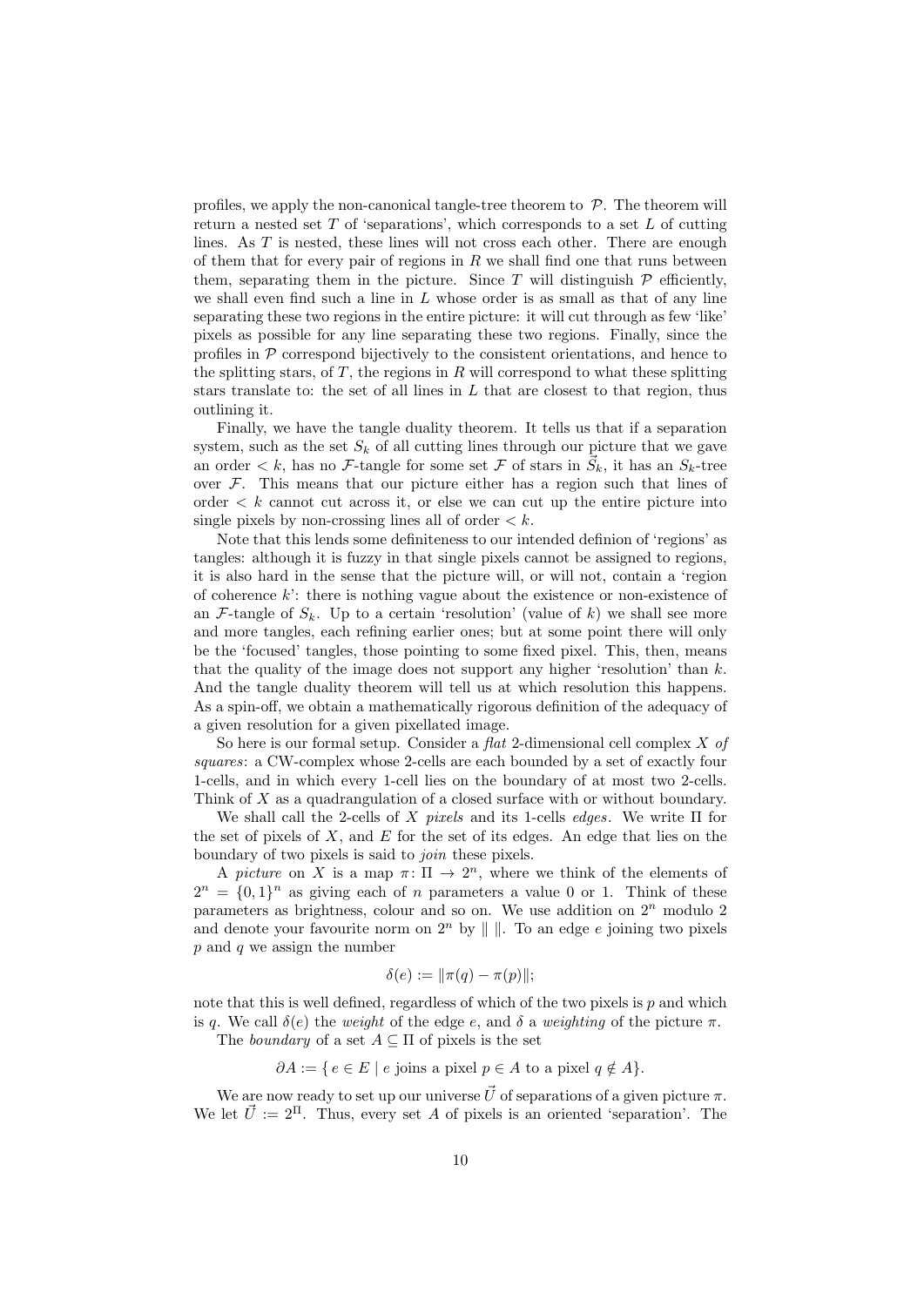profiles, we apply the non-canonical tangle-tree theorem to $\mathcal{P}$. The theorem will return a nested set $T$ of 'separations', which corresponds to a set $L$ of cutting lines. As $T$ is nested, these lines will not cross each other. There are enough of them that for every pair of regions in $R$ we shall find one that runs between them, separating them in the picture. Since $T$ will distinguish $\mathcal{P}$ efficiently, we shall even find such a line in $L$ whose order is as small as that of any line separating these two regions in the entire picture: it will cut through as few 'like' pixels as possible for any line separating these two regions. Finally, since the profiles in $\mathcal{P}$ correspond bijectively to the consistent orientations, and hence to the splitting stars, of $T$, the regions in $R$ will correspond to what these splitting stars translate to: the set of all lines in $L$ that are closest to that region, thus outlining it.

Finally, we have the tangle duality theorem. It tells us that if a separation system, such as the set $S_k$ of all cutting lines through our picture that we gave an order $< k$, has no $\mathcal{F}$-tangle for some set $\mathcal{F}$ of stars in $\vec{S}_k$, it has an $S_k$-tree over $\mathcal{F}$. This means that our picture either has a region such that lines of order $< k$ cannot cut across it, or else we can cut up the entire picture into single pixels by non-crossing lines all of order $< k$.

Note that this lends some definiteness to our intended definion of 'regions' as tangles: although it is fuzzy in that single pixels cannot be assigned to regions, it is also hard in the sense that the picture will, or will not, contain a 'region of coherence $k$': there is nothing vague about the existence or non-existence of an $\mathcal{F}$-tangle of $S_k$. Up to a certain 'resolution' (value of $k$) we shall see more and more tangles, each refining earlier ones; but at some point there will only be the 'focused' tangles, those pointing to some fixed pixel. This, then, means that the quality of the image does not support any higher 'resolution' than $k$. And the tangle duality theorem will tell us at which resolution this happens. As a spin-off, we obtain a mathematically rigorous definition of the adequacy of a given resolution for a given pixellated image.

So here is our formal setup. Consider a *flat* 2-dimensional cell complex $X$ *of squares*: a CW-complex whose 2-cells are each bounded by a set of exactly four 1-cells, and in which every 1-cell lies on the boundary of at most two 2-cells. Think of $X$ as a quadrangulation of a closed surface with or without boundary.

We shall call the 2-cells of $X$ *pixels* and its 1-cells *edges*. We write $\Pi$ for the set of pixels of $X$, and $E$ for the set of its edges. An edge that lies on the boundary of two pixels is said to *join* these pixels.

A *picture* on $X$ is a map $\pi\colon \Pi \to 2^n$, where we think of the elements of $2^n = \{0,1\}^n$ as giving each of $n$ parameters a value 0 or 1. Think of these parameters as brightness, colour and so on. We use addition on $2^n$ modulo 2 and denote your favourite norm on $2^n$ by $\|\ \|$. To an edge $e$ joining two pixels $p$ and $q$ we assign the number

$$\delta(e) := \|\pi(q) - \pi(p)\|;$$

note that this is well defined, regardless of which of the two pixels is $p$ and which is $q$. We call $\delta(e)$ the *weight* of the edge $e$, and $\delta$ a *weighting* of the picture $\pi$.

The *boundary* of a set $A \subseteq \Pi$ of pixels is the set

$$\partial A := \{\, e \in E \mid e \text{ joins a pixel } p \in A \text{ to a pixel } q \notin A\}.$$

We are now ready to set up our universe $\vec{U}$ of separations of a given picture $\pi$. We let $\vec{U} := 2^{\Pi}$. Thus, every set $A$ of pixels is an oriented 'separation'. The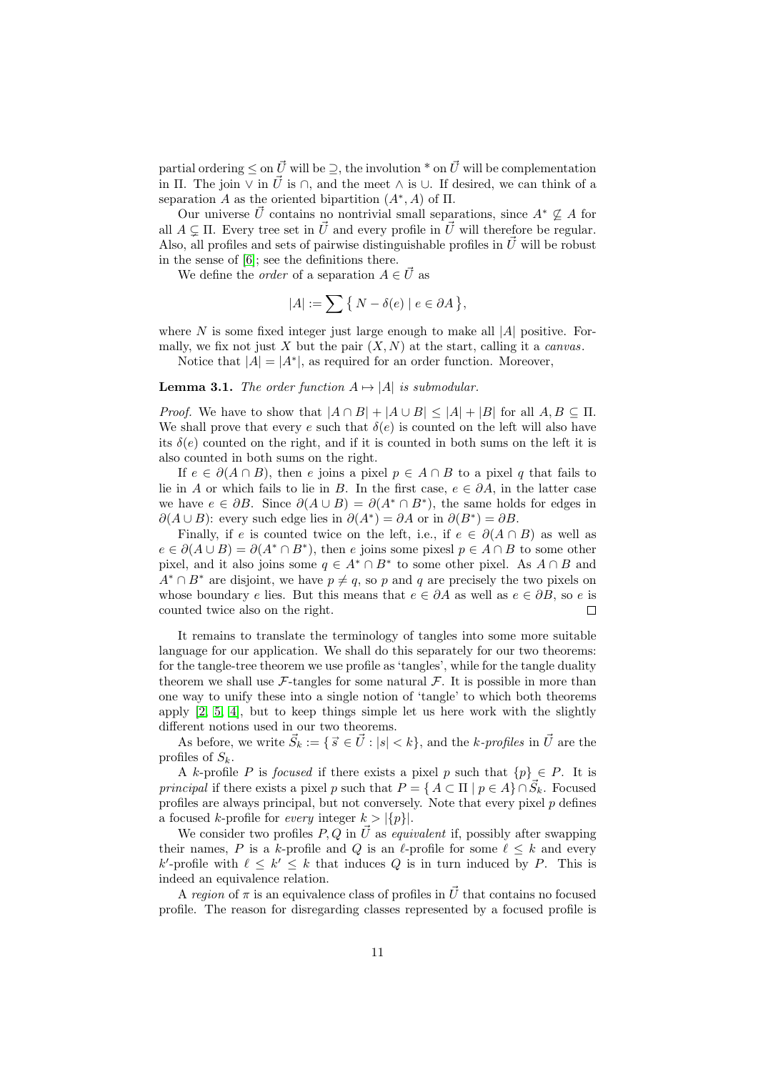partial ordering $\leq$ on $\vec{U}$ will be $\supseteq$, the involution $^*$ on $\vec{U}$ will be complementation in $\Pi$. The join $\vee$ in $\vec{U}$ is $\cap$, and the meet $\wedge$ is $\cup$. If desired, we can think of a separation $A$ as the oriented bipartition $(A^*, A)$ of $\Pi$.

Our universe $\vec{U}$ contains no nontrivial small separations, since $A^* \not\subseteq A$ for all $A \subsetneq \Pi$. Every tree set in $\vec{U}$ and every profile in $\vec{U}$ will therefore be regular. Also, all profiles and sets of pairwise distinguishable profiles in $\vec{U}$ will be robust in the sense of [6]; see the definitions there.

We define the *order* of a separation $A \in \vec{U}$ as

$$|A| := \sum \{ N - \delta(e) \mid e \in \partial A \},$$

where $N$ is some fixed integer just large enough to make all $|A|$ positive. Formally, we fix not just $X$ but the pair $(X, N)$ at the start, calling it a *canvas*.

Notice that $|A| = |A^*|$, as required for an order function. Moreover,

**Lemma 3.1.** *The order function $A \mapsto |A|$ is submodular.*

*Proof.* We have to show that $|A \cap B| + |A \cup B| \leq |A| + |B|$ for all $A, B \subseteq \Pi$. We shall prove that every $e$ such that $\delta(e)$ is counted on the left will also have its $\delta(e)$ counted on the right, and if it is counted in both sums on the left it is also counted in both sums on the right.

If $e \in \partial(A \cap B)$, then $e$ joins a pixel $p \in A \cap B$ to a pixel $q$ that fails to lie in $A$ or which fails to lie in $B$. In the first case, $e \in \partial A$, in the latter case we have $e \in \partial B$. Since $\partial(A \cup B) = \partial(A^* \cap B^*)$, the same holds for edges in $\partial(A \cup B)$: every such edge lies in $\partial(A^*) = \partial A$ or in $\partial(B^*) = \partial B$.

Finally, if $e$ is counted twice on the left, i.e., if $e \in \partial(A \cap B)$ as well as $e \in \partial(A \cup B) = \partial(A^* \cap B^*)$, then $e$ joins some pixesl $p \in A \cap B$ to some other pixel, and it also joins some $q \in A^* \cap B^*$ to some other pixel. As $A \cap B$ and $A^* \cap B^*$ are disjoint, we have $p \neq q$, so $p$ and $q$ are precisely the two pixels on whose boundary $e$ lies. But this means that $e \in \partial A$ as well as $e \in \partial B$, so $e$ is counted twice also on the right. $\square$

It remains to translate the terminology of tangles into some more suitable language for our application. We shall do this separately for our two theorems: for the tangle-tree theorem we use profile as 'tangles', while for the tangle duality theorem we shall use $\mathcal{F}$-tangles for some natural $\mathcal{F}$. It is possible in more than one way to unify these into a single notion of 'tangle' to which both theorems apply [2, 5, 4], but to keep things simple let us here work with the slightly different notions used in our two theorems.

As before, we write $\vec{S}_k := \{ \vec{s} \in \vec{U} : |s| < k \}$, and the *$k$-profiles* in $\vec{U}$ are the profiles of $S_k$.

A $k$-profile $P$ is *focused* if there exists a pixel $p$ such that $\{p\} \in P$. It is *principal* if there exists a pixel $p$ such that $P = \{ A \subset \Pi \mid p \in A \} \cap \vec{S}_k$. Focused profiles are always principal, but not conversely. Note that every pixel $p$ defines a focused $k$-profile for *every* integer $k > |\{p\}|$.

We consider two profiles $P, Q$ in $\vec{U}$ as *equivalent* if, possibly after swapping their names, $P$ is a $k$-profile and $Q$ is an $\ell$-profile for some $\ell \leq k$ and every $k'$-profile with $\ell \leq k' \leq k$ that induces $Q$ is in turn induced by $P$. This is indeed an equivalence relation.

A *region* of $\pi$ is an equivalence class of profiles in $\vec{U}$ that contains no focused profile. The reason for disregarding classes represented by a focused profile is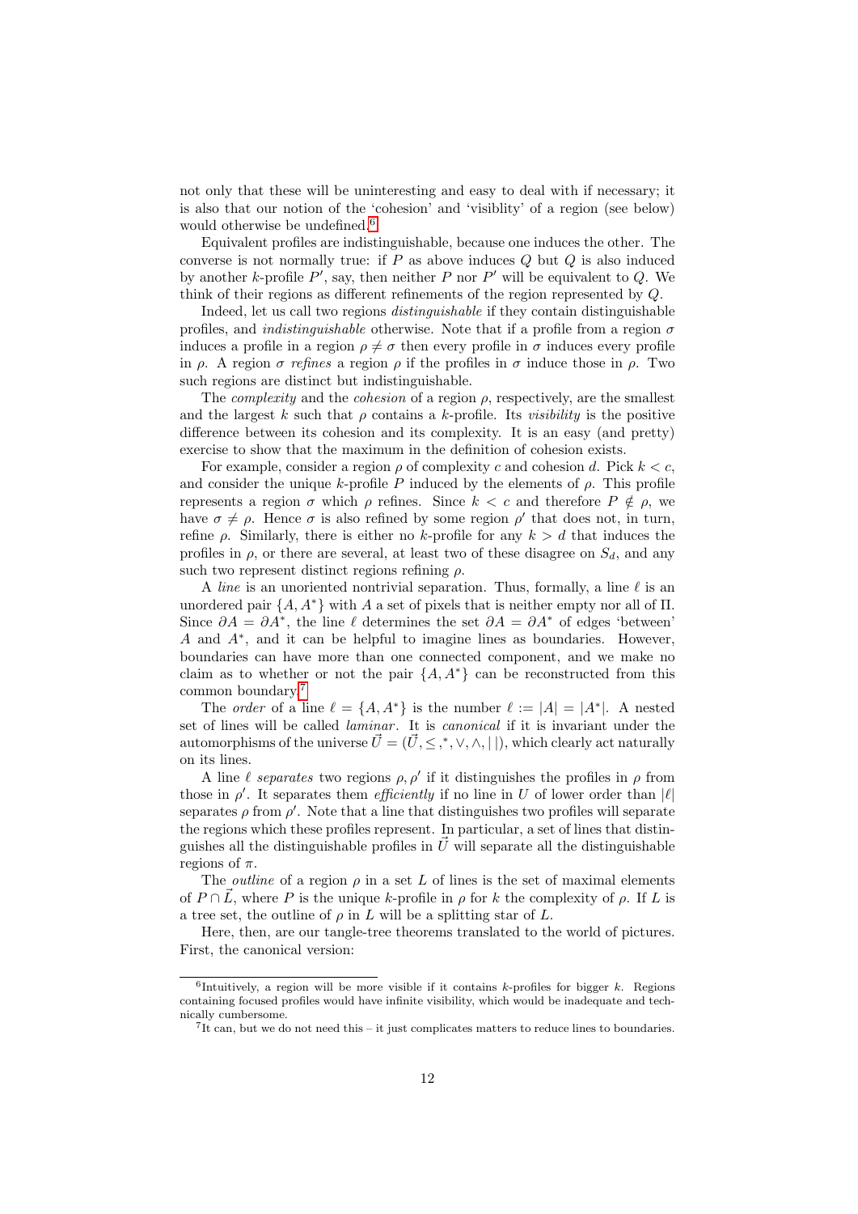not only that these will be uninteresting and easy to deal with if necessary; it is also that our notion of the 'cohesion' and 'visiblity' of a region (see below) would otherwise be undefined.[6]

Equivalent profiles are indistinguishable, because one induces the other. The converse is not normally true: if $P$ as above induces $Q$ but $Q$ is also induced by another $k$-profile $P'$, say, then neither $P$ nor $P'$ will be equivalent to $Q$. We think of their regions as different refinements of the region represented by $Q$.

Indeed, let us call two regions *distinguishable* if they contain distinguishable profiles, and *indistinguishable* otherwise. Note that if a profile from a region $\sigma$ induces a profile in a region $\rho \neq \sigma$ then every profile in $\sigma$ induces every profile in $\rho$. A region $\sigma$ *refines* a region $\rho$ if the profiles in $\sigma$ induce those in $\rho$. Two such regions are distinct but indistinguishable.

The *complexity* and the *cohesion* of a region $\rho$, respectively, are the smallest and the largest $k$ such that $\rho$ contains a $k$-profile. Its *visibility* is the positive difference between its cohesion and its complexity. It is an easy (and pretty) exercise to show that the maximum in the definition of cohesion exists.

For example, consider a region $\rho$ of complexity $c$ and cohesion $d$. Pick $k < c$, and consider the unique $k$-profile $P$ induced by the elements of $\rho$. This profile represents a region $\sigma$ which $\rho$ refines. Since $k < c$ and therefore $P \notin \rho$, we have $\sigma \neq \rho$. Hence $\sigma$ is also refined by some region $\rho'$ that does not, in turn, refine $\rho$. Similarly, there is either no $k$-profile for any $k > d$ that induces the profiles in $\rho$, or there are several, at least two of these disagree on $S_d$, and any such two represent distinct regions refining $\rho$.

A *line* is an unoriented nontrivial separation. Thus, formally, a line $\ell$ is an unordered pair $\{A, A^*\}$ with $A$ a set of pixels that is neither empty nor all of $\Pi$. Since $\partial A = \partial A^*$, the line $\ell$ determines the set $\partial A = \partial A^*$ of edges 'between' $A$ and $A^*$, and it can be helpful to imagine lines as boundaries. However, boundaries can have more than one connected component, and we make no claim as to whether or not the pair $\{A, A^*\}$ can be reconstructed from this common boundary.[7]

The *order* of a line $\ell = \{A, A^*\}$ is the number $\ell := |A| = |A^*|$. A nested set of lines will be called *laminar*. It is *canonical* if it is invariant under the automorphisms of the universe $\vec{U} = (\vec{U}, \leq, {}^*, \vee, \wedge, |\,|)$, which clearly act naturally on its lines.

A line $\ell$ *separates* two regions $\rho, \rho'$ if it distinguishes the profiles in $\rho$ from those in $\rho'$. It separates them *efficiently* if no line in $U$ of lower order than $|\ell|$ separates $\rho$ from $\rho'$. Note that a line that distinguishes two profiles will separate the regions which these profiles represent. In particular, a set of lines that distinguishes all the distinguishable profiles in $\vec{U}$ will separate all the distinguishable regions of $\pi$.

The *outline* of a region $\rho$ in a set $L$ of lines is the set of maximal elements of $P \cap \vec{L}$, where $P$ is the unique $k$-profile in $\rho$ for $k$ the complexity of $\rho$. If $L$ is a tree set, the outline of $\rho$ in $L$ will be a splitting star of $L$.

Here, then, are our tangle-tree theorems translated to the world of pictures. First, the canonical version:

[6] Intuitively, a region will be more visible if it contains $k$-profiles for bigger $k$. Regions containing focused profiles would have infinite visibility, which would be inadequate and technically cumbersome.

[7] It can, but we do not need this – it just complicates matters to reduce lines to boundaries.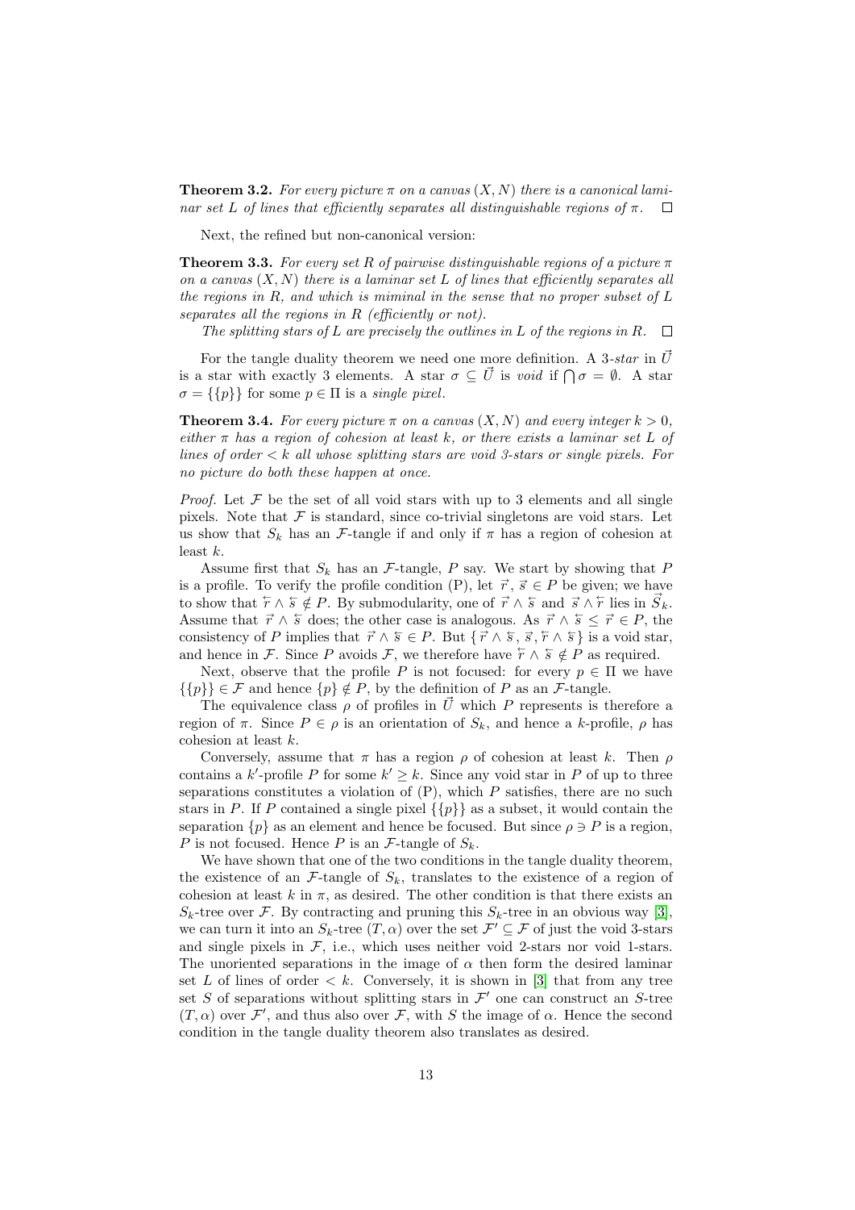**Theorem 3.2.** *For every picture $\pi$ on a canvas $(X, N)$ there is a canonical laminar set $L$ of lines that efficiently separates all distinguishable regions of $\pi$.* $\square$

Next, the refined but non-canonical version:

**Theorem 3.3.** *For every set $R$ of pairwise distinguishable regions of a picture $\pi$ on a canvas $(X, N)$ there is a laminar set $L$ of lines that efficiently separates all the regions in $R$, and which is miminal in the sense that no proper subset of $L$ separates all the regions in $R$ (efficiently or not).*

*The splitting stars of $L$ are precisely the outlines in $L$ of the regions in $R$.* $\square$

For the tangle duality theorem we need one more definition. A 3*-star* in $\vec{U}$ is a star with exactly 3 elements. A star $\sigma \subseteq \vec{U}$ is *void* if $\bigcap \sigma = \emptyset$. A star $\sigma = \{\{p\}\}$ for some $p \in \Pi$ is a *single pixel*.

**Theorem 3.4.** *For every picture $\pi$ on a canvas $(X, N)$ and every integer $k > 0$, either $\pi$ has a region of cohesion at least $k$, or there exists a laminar set $L$ of lines of order $< k$ all whose splitting stars are void 3-stars or single pixels. For no picture do both these happen at once.*

*Proof.* Let $\mathcal{F}$ be the set of all void stars with up to 3 elements and all single pixels. Note that $\mathcal{F}$ is standard, since co-trivial singletons are void stars. Let us show that $S_k$ has an $\mathcal{F}$-tangle if and only if $\pi$ has a region of cohesion at least $k$.

Assume first that $S_k$ has an $\mathcal{F}$-tangle, $P$ say. We start by showing that $P$ is a profile. To verify the profile condition (P), let $\vec{r}, \vec{s} \in P$ be given; we have to show that $\overleftarrow{r} \wedge \overleftarrow{s} \notin P$. By submodularity, one of $\vec{r} \wedge \overleftarrow{s}$ and $\vec{s} \wedge \overleftarrow{r}$ lies in $\vec{S_k}$. Assume that $\vec{r} \wedge \overleftarrow{s}$ does; the other case is analogous. As $\vec{r} \wedge \overleftarrow{s} \le \vec{r} \in P$, the consistency of $P$ implies that $\vec{r} \wedge \overleftarrow{s} \in P$. But $\{\vec{r} \wedge \overleftarrow{s}, \vec{s}, \overleftarrow{r} \wedge \overleftarrow{s}\}$ is a void star, and hence in $\mathcal{F}$. Since $P$ avoids $\mathcal{F}$, we therefore have $\overleftarrow{r} \wedge \overleftarrow{s} \notin P$ as required.

Next, observe that the profile $P$ is not focused: for every $p \in \Pi$ we have $\{\{p\}\} \in \mathcal{F}$ and hence $\{p\} \notin P$, by the definition of $P$ as an $\mathcal{F}$-tangle.

The equivalence class $\rho$ of profiles in $\vec{U}$ which $P$ represents is therefore a region of $\pi$. Since $P \in \rho$ is an orientation of $S_k$, and hence a $k$-profile, $\rho$ has cohesion at least $k$.

Conversely, assume that $\pi$ has a region $\rho$ of cohesion at least $k$. Then $\rho$ contains a $k'$-profile $P$ for some $k' \ge k$. Since any void star in $P$ of up to three separations constitutes a violation of (P), which $P$ satisfies, there are no such stars in $P$. If $P$ contained a single pixel $\{\{p\}\}$ as a subset, it would contain the separation $\{p\}$ as an element and hence be focused. But since $\rho \ni P$ is a region, $P$ is not focused. Hence $P$ is an $\mathcal{F}$-tangle of $S_k$.

We have shown that one of the two conditions in the tangle duality theorem, the existence of an $\mathcal{F}$-tangle of $S_k$, translates to the existence of a region of cohesion at least $k$ in $\pi$, as desired. The other condition is that there exists an $S_k$-tree over $\mathcal{F}$. By contracting and pruning this $S_k$-tree in an obvious way [3], we can turn it into an $S_k$-tree $(T, \alpha)$ over the set $\mathcal{F}' \subseteq \mathcal{F}$ of just the void 3-stars and single pixels in $\mathcal{F}$, i.e., which uses neither void 2-stars nor void 1-stars. The unoriented separations in the image of $\alpha$ then form the desired laminar set $L$ of lines of order $< k$. Conversely, it is shown in [3] that from any tree set $S$ of separations without splitting stars in $\mathcal{F}'$ one can construct an $S$-tree $(T, \alpha)$ over $\mathcal{F}'$, and thus also over $\mathcal{F}$, with $S$ the image of $\alpha$. Hence the second condition in the tangle duality theorem also translates as desired.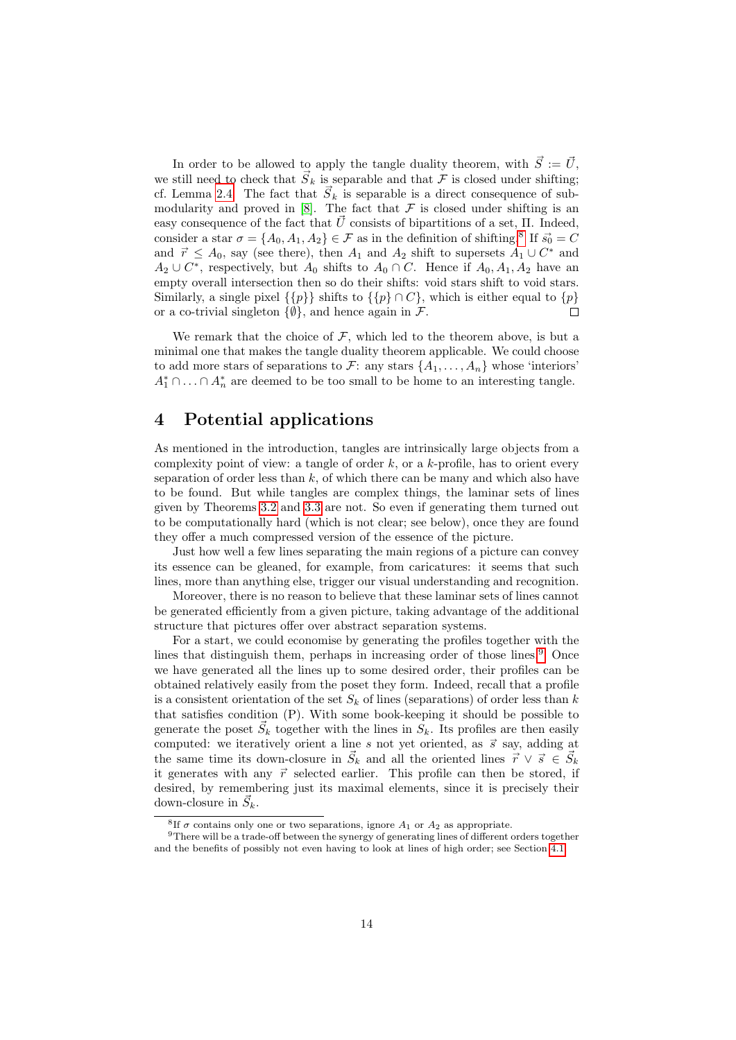In order to be allowed to apply the tangle duality theorem, with $\vec{S} := \vec{U}$, we still need to check that $\vec{S}_k$ is separable and that $\mathcal{F}$ is closed under shifting; cf. Lemma 2.4. The fact that $\vec{S}_k$ is separable is a direct consequence of submodularity and proved in [8]. The fact that $\mathcal{F}$ is closed under shifting is an easy consequence of the fact that $\vec{U}$ consists of bipartitions of a set, $\Pi$. Indeed, consider a star $\sigma = \{A_0, A_1, A_2\} \in \mathcal{F}$ as in the definition of shifting.[8] If $\vec{s_0} = C$ and $\vec{r} \leq A_0$, say (see there), then $A_1$ and $A_2$ shift to supersets $A_1 \cup C^*$ and $A_2 \cup C^*$, respectively, but $A_0$ shifts to $A_0 \cap C$. Hence if $A_0, A_1, A_2$ have an empty overall intersection then so do their shifts: void stars shift to void stars. Similarly, a single pixel $\{\{p\}\}$ shifts to $\{\{p\} \cap C\}$, which is either equal to $\{p\}$ or a co-trivial singleton $\{\emptyset\}$, and hence again in $\mathcal{F}$. □

We remark that the choice of $\mathcal{F}$, which led to the theorem above, is but a minimal one that makes the tangle duality theorem applicable. We could choose to add more stars of separations to $\mathcal{F}$: any stars $\{A_1, \ldots, A_n\}$ whose 'interiors' $A_1^* \cap \ldots \cap A_n^*$ are deemed to be too small to be home to an interesting tangle.

# 4 Potential applications

As mentioned in the introduction, tangles are intrinsically large objects from a complexity point of view: a tangle of order $k$, or a $k$-profile, has to orient every separation of order less than $k$, of which there can be many and which also have to be found. But while tangles are complex things, the laminar sets of lines given by Theorems 3.2 and 3.3 are not. So even if generating them turned out to be computationally hard (which is not clear; see below), once they are found they offer a much compressed version of the essence of the picture.

Just how well a few lines separating the main regions of a picture can convey its essence can be gleaned, for example, from caricatures: it seems that such lines, more than anything else, trigger our visual understanding and recognition.

Moreover, there is no reason to believe that these laminar sets of lines cannot be generated efficiently from a given picture, taking advantage of the additional structure that pictures offer over abstract separation systems.

For a start, we could economise by generating the profiles together with the lines that distinguish them, perhaps in increasing order of those lines.[9] Once we have generated all the lines up to some desired order, their profiles can be obtained relatively easily from the poset they form. Indeed, recall that a profile is a consistent orientation of the set $S_k$ of lines (separations) of order less than $k$ that satisfies condition (P). With some book-keeping it should be possible to generate the poset $\vec{S}_k$ together with the lines in $S_k$. Its profiles are then easily computed: we iteratively orient a line $s$ not yet oriented, as $\vec{s}$ say, adding at the same time its down-closure in $\vec{S}_k$ and all the oriented lines $\vec{r} \vee \vec{s} \in \vec{S}_k$ it generates with any $\vec{r}$ selected earlier. This profile can then be stored, if desired, by remembering just its maximal elements, since it is precisely their down-closure in $\vec{S}_k$.

[8] If $\sigma$ contains only one or two separations, ignore $A_1$ or $A_2$ as appropriate.

[9] There will be a trade-off between the synergy of generating lines of different orders together and the benefits of possibly not even having to look at lines of high order; see Section 4.1.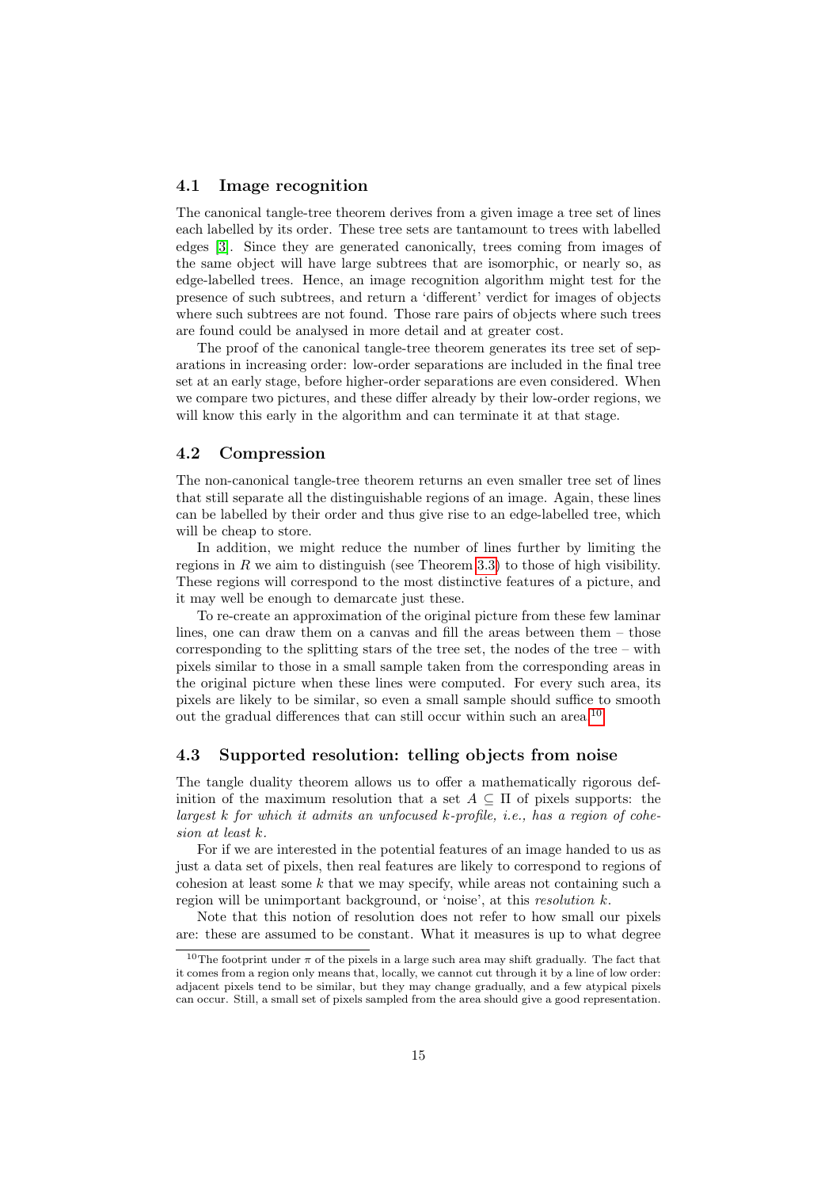### 4.1 Image recognition

The canonical tangle-tree theorem derives from a given image a tree set of lines each labelled by its order. These tree sets are tantamount to trees with labelled edges [3]. Since they are generated canonically, trees coming from images of the same object will have large subtrees that are isomorphic, or nearly so, as edge-labelled trees. Hence, an image recognition algorithm might test for the presence of such subtrees, and return a 'different' verdict for images of objects where such subtrees are not found. Those rare pairs of objects where such trees are found could be analysed in more detail and at greater cost.

The proof of the canonical tangle-tree theorem generates its tree set of separations in increasing order: low-order separations are included in the final tree set at an early stage, before higher-order separations are even considered. When we compare two pictures, and these differ already by their low-order regions, we will know this early in the algorithm and can terminate it at that stage.

### 4.2 Compression

The non-canonical tangle-tree theorem returns an even smaller tree set of lines that still separate all the distinguishable regions of an image. Again, these lines can be labelled by their order and thus give rise to an edge-labelled tree, which will be cheap to store.

In addition, we might reduce the number of lines further by limiting the regions in $R$ we aim to distinguish (see Theorem 3.3) to those of high visibility. These regions will correspond to the most distinctive features of a picture, and it may well be enough to demarcate just these.

To re-create an approximation of the original picture from these few laminar lines, one can draw them on a canvas and fill the areas between them – those corresponding to the splitting stars of the tree set, the nodes of the tree – with pixels similar to those in a small sample taken from the corresponding areas in the original picture when these lines were computed. For every such area, its pixels are likely to be similar, so even a small sample should suffice to smooth out the gradual differences that can still occur within such an area.[10]

### 4.3 Supported resolution: telling objects from noise

The tangle duality theorem allows us to offer a mathematically rigorous definition of the maximum resolution that a set $A \subseteq \Pi$ of pixels supports: the *largest $k$ for which it admits an unfocused $k$-profile, i.e., has a region of cohesion at least $k$.*

For if we are interested in the potential features of an image handed to us as just a data set of pixels, then real features are likely to correspond to regions of cohesion at least some $k$ that we may specify, while areas not containing such a region will be unimportant background, or 'noise', at this *resolution* $k$.

Note that this notion of resolution does not refer to how small our pixels are: these are assumed to be constant. What it measures is up to what degree

[10] The footprint under $\pi$ of the pixels in a large such area may shift gradually. The fact that it comes from a region only means that, locally, we cannot cut through it by a line of low order: adjacent pixels tend to be similar, but they may change gradually, and a few atypical pixels can occur. Still, a small set of pixels sampled from the area should give a good representation.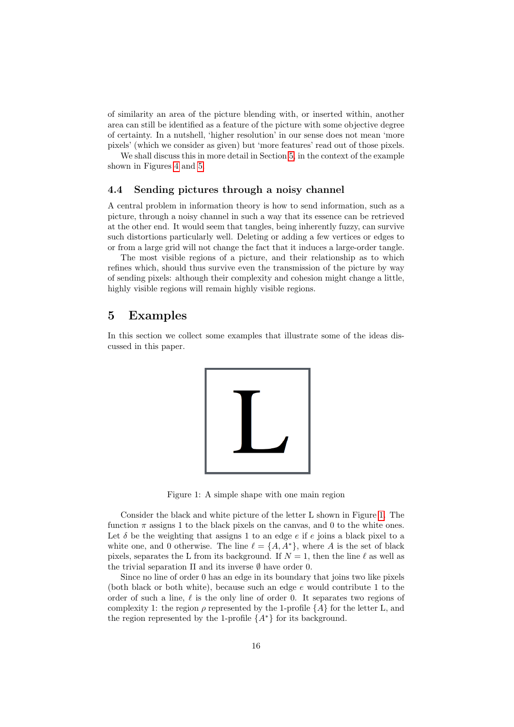of similarity an area of the picture blending with, or inserted within, another area can still be identified as a feature of the picture with some objective degree of certainty. In a nutshell, 'higher resolution' in our sense does not mean 'more pixels' (which we consider as given) but 'more features' read out of those pixels.

We shall discuss this in more detail in Section 5, in the context of the example shown in Figures 4 and 5.

### 4.4 Sending pictures through a noisy channel

A central problem in information theory is how to send information, such as a picture, through a noisy channel in such a way that its essence can be retrieved at the other end. It would seem that tangles, being inherently fuzzy, can survive such distortions particularly well. Deleting or adding a few vertices or edges to or from a large grid will not change the fact that it induces a large-order tangle.

The most visible regions of a picture, and their relationship as to which refines which, should thus survive even the transmission of the picture by way of sending pixels: although their complexity and cohesion might change a little, highly visible regions will remain highly visible regions.

## 5 Examples

In this section we collect some examples that illustrate some of the ideas discussed in this paper.

Figure 1: A simple shape with one main region

Consider the black and white picture of the letter L shown in Figure 1. The function $\pi$ assigns 1 to the black pixels on the canvas, and 0 to the white ones. Let $\delta$ be the weighting that assigns 1 to an edge $e$ if $e$ joins a black pixel to a white one, and 0 otherwise. The line $\ell = \{A, A^*\}$, where $A$ is the set of black pixels, separates the L from its background. If $N = 1$, then the line $\ell$ as well as the trivial separation $\Pi$ and its inverse $\emptyset$ have order 0.

Since no line of order 0 has an edge in its boundary that joins two like pixels (both black or both white), because such an edge $e$ would contribute 1 to the order of such a line, $\ell$ is the only line of order 0. It separates two regions of complexity 1: the region $\rho$ represented by the 1-profile $\{A\}$ for the letter L, and the region represented by the 1-profile $\{A^*\}$ for its background.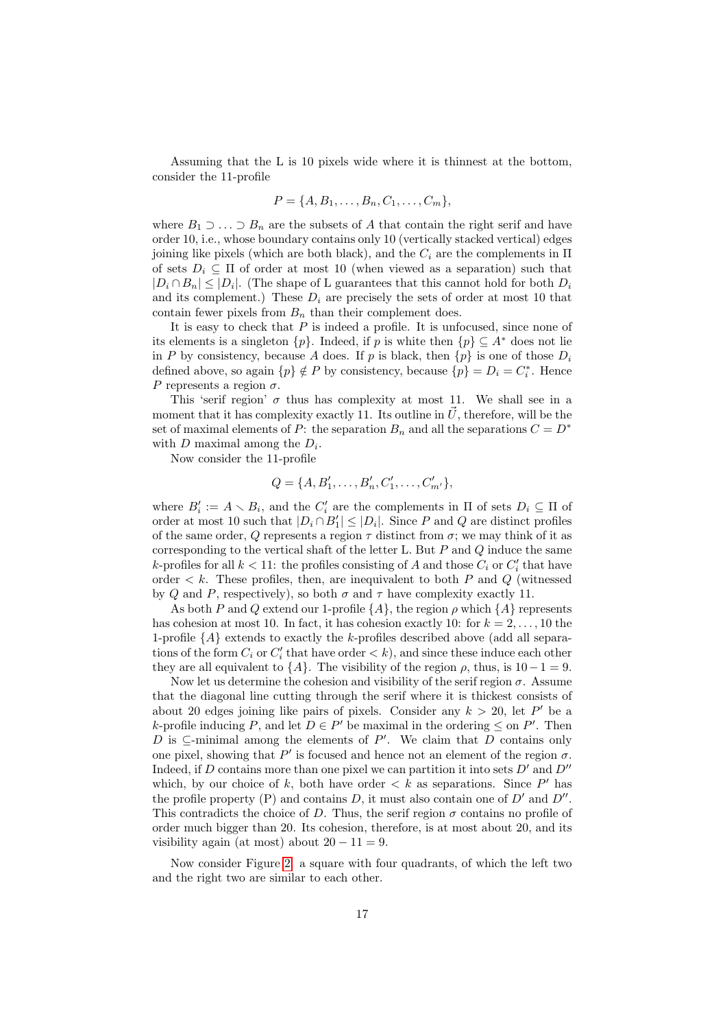Assuming that the L is 10 pixels wide where it is thinnest at the bottom, consider the 11-profile

$$P = \{A, B_1, \dots, B_n, C_1, \dots, C_m\},$$

where $B_1 \supset \dots \supset B_n$ are the subsets of $A$ that contain the right serif and have order 10, i.e., whose boundary contains only 10 (vertically stacked vertical) edges joining like pixels (which are both black), and the $C_i$ are the complements in $\Pi$ of sets $D_i \subseteq \Pi$ of order at most 10 (when viewed as a separation) such that $|D_i \cap B_n| \le |D_i|$. (The shape of L guarantees that this cannot hold for both $D_i$ and its complement.) These $D_i$ are precisely the sets of order at most 10 that contain fewer pixels from $B_n$ than their complement does.

It is easy to check that $P$ is indeed a profile. It is unfocused, since none of its elements is a singleton $\{p\}$. Indeed, if $p$ is white then $\{p\} \subseteq A^*$ does not lie in $P$ by consistency, because $A$ does. If $p$ is black, then $\{p\}$ is one of those $D_i$ defined above, so again $\{p\} \notin P$ by consistency, because $\{p\} = D_i = C_i^*$. Hence $P$ represents a region $\sigma$.

This 'serif region' $\sigma$ thus has complexity at most 11. We shall see in a moment that it has complexity exactly 11. Its outline in $\vec{U}$, therefore, will be the set of maximal elements of $P$: the separation $B_n$ and all the separations $C = D^*$ with $D$ maximal among the $D_i$.

Now consider the 11-profile

$$Q = \{A, B'_1, \dots, B'_n, C'_1, \dots, C'_{m'}\},$$

where $B'_i := A \smallsetminus B_i$, and the $C'_i$ are the complements in $\Pi$ of sets $D_i \subseteq \Pi$ of order at most 10 such that $|D_i \cap B'_1| \le |D_i|$. Since $P$ and $Q$ are distinct profiles of the same order, $Q$ represents a region $\tau$ distinct from $\sigma$; we may think of it as corresponding to the vertical shaft of the letter L. But $P$ and $Q$ induce the same $k$-profiles for all $k < 11$: the profiles consisting of $A$ and those $C_i$ or $C'_i$ that have order $< k$. These profiles, then, are inequivalent to both $P$ and $Q$ (witnessed by $Q$ and $P$, respectively), so both $\sigma$ and $\tau$ have complexity exactly 11.

As both $P$ and $Q$ extend our 1-profile $\{A\}$, the region $\rho$ which $\{A\}$ represents has cohesion at most 10. In fact, it has cohesion exactly 10: for $k = 2, \dots, 10$ the 1-profile $\{A\}$ extends to exactly the $k$-profiles described above (add all separations of the form $C_i$ or $C'_i$ that have order $< k$), and since these induce each other they are all equivalent to $\{A\}$. The visibility of the region $\rho$, thus, is $10 - 1 = 9$.

Now let us determine the cohesion and visibility of the serif region $\sigma$. Assume that the diagonal line cutting through the serif where it is thickest consists of about 20 edges joining like pairs of pixels. Consider any $k > 20$, let $P'$ be a $k$-profile inducing $P$, and let $D \in P'$ be maximal in the ordering $\le$ on $P'$. Then $D$ is $\subseteq$-minimal among the elements of $P'$. We claim that $D$ contains only one pixel, showing that $P'$ is focused and hence not an element of the region $\sigma$. Indeed, if $D$ contains more than one pixel we can partition it into sets $D'$ and $D''$ which, by our choice of $k$, both have order $< k$ as separations. Since $P'$ has the profile property (P) and contains $D$, it must also contain one of $D'$ and $D''$. This contradicts the choice of $D$. Thus, the serif region $\sigma$ contains no profile of order much bigger than 20. Its cohesion, therefore, is at most about 20, and its visibility again (at most) about $20 - 11 = 9$.

Now consider Figure 2: a square with four quadrants, of which the left two and the right two are similar to each other.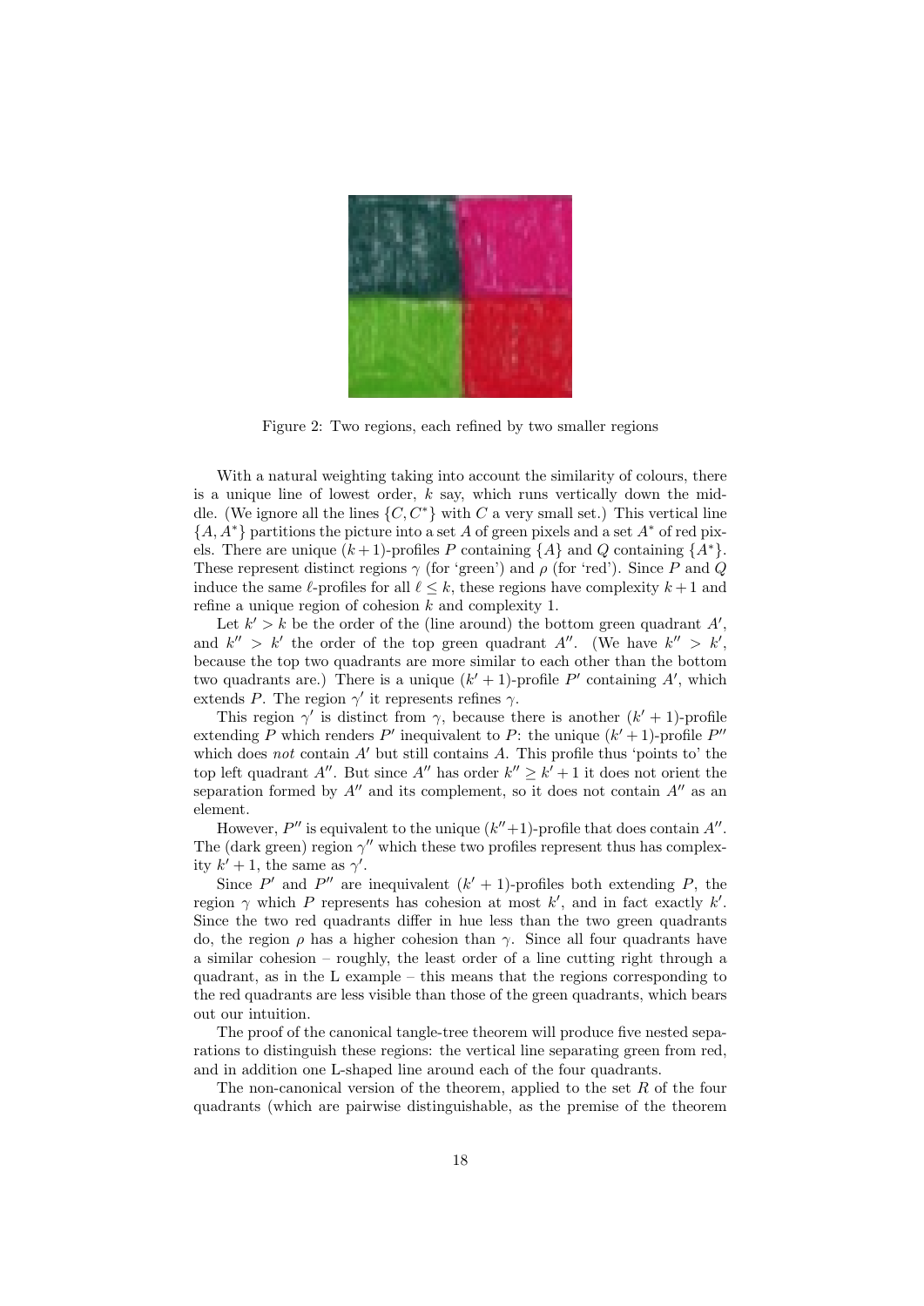Figure 2: Two regions, each refined by two smaller regions

With a natural weighting taking into account the similarity of colours, there is a unique line of lowest order, $k$ say, which runs vertically down the middle. (We ignore all the lines $\{C, C^*\}$ with $C$ a very small set.) This vertical line $\{A, A^*\}$ partitions the picture into a set $A$ of green pixels and a set $A^*$ of red pixels. There are unique $(k+1)$-profiles $P$ containing $\{A\}$ and $Q$ containing $\{A^*\}$. These represent distinct regions $\gamma$ (for 'green') and $\rho$ (for 'red'). Since $P$ and $Q$ induce the same $\ell$-profiles for all $\ell \le k$, these regions have complexity $k+1$ and refine a unique region of cohesion $k$ and complexity 1.

Let $k' > k$ be the order of the (line around) the bottom green quadrant $A'$, and $k'' > k'$ the order of the top green quadrant $A''$. (We have $k'' > k'$, because the top two quadrants are more similar to each other than the bottom two quadrants are.) There is a unique $(k'+1)$-profile $P'$ containing $A'$, which extends $P$. The region $\gamma'$ it represents refines $\gamma$.

This region $\gamma'$ is distinct from $\gamma$, because there is another $(k'+1)$-profile extending $P$ which renders $P'$ inequivalent to $P$: the unique $(k'+1)$-profile $P''$ which does *not* contain $A'$ but still contains $A$. This profile thus 'points to' the top left quadrant $A''$. But since $A''$ has order $k'' \ge k'+1$ it does not orient the separation formed by $A''$ and its complement, so it does not contain $A''$ as an element.

However, $P''$ is equivalent to the unique $(k''+1)$-profile that does contain $A''$. The (dark green) region $\gamma''$ which these two profiles represent thus has complexity $k'+1$, the same as $\gamma'$.

Since $P'$ and $P''$ are inequivalent $(k'+1)$-profiles both extending $P$, the region $\gamma$ which $P$ represents has cohesion at most $k'$, and in fact exactly $k'$. Since the two red quadrants differ in hue less than the two green quadrants do, the region $\rho$ has a higher cohesion than $\gamma$. Since all four quadrants have a similar cohesion – roughly, the least order of a line cutting right through a quadrant, as in the L example – this means that the regions corresponding to the red quadrants are less visible than those of the green quadrants, which bears out our intuition.

The proof of the canonical tangle-tree theorem will produce five nested separations to distinguish these regions: the vertical line separating green from red, and in addition one L-shaped line around each of the four quadrants.

The non-canonical version of the theorem, applied to the set $R$ of the four quadrants (which are pairwise distinguishable, as the premise of the theorem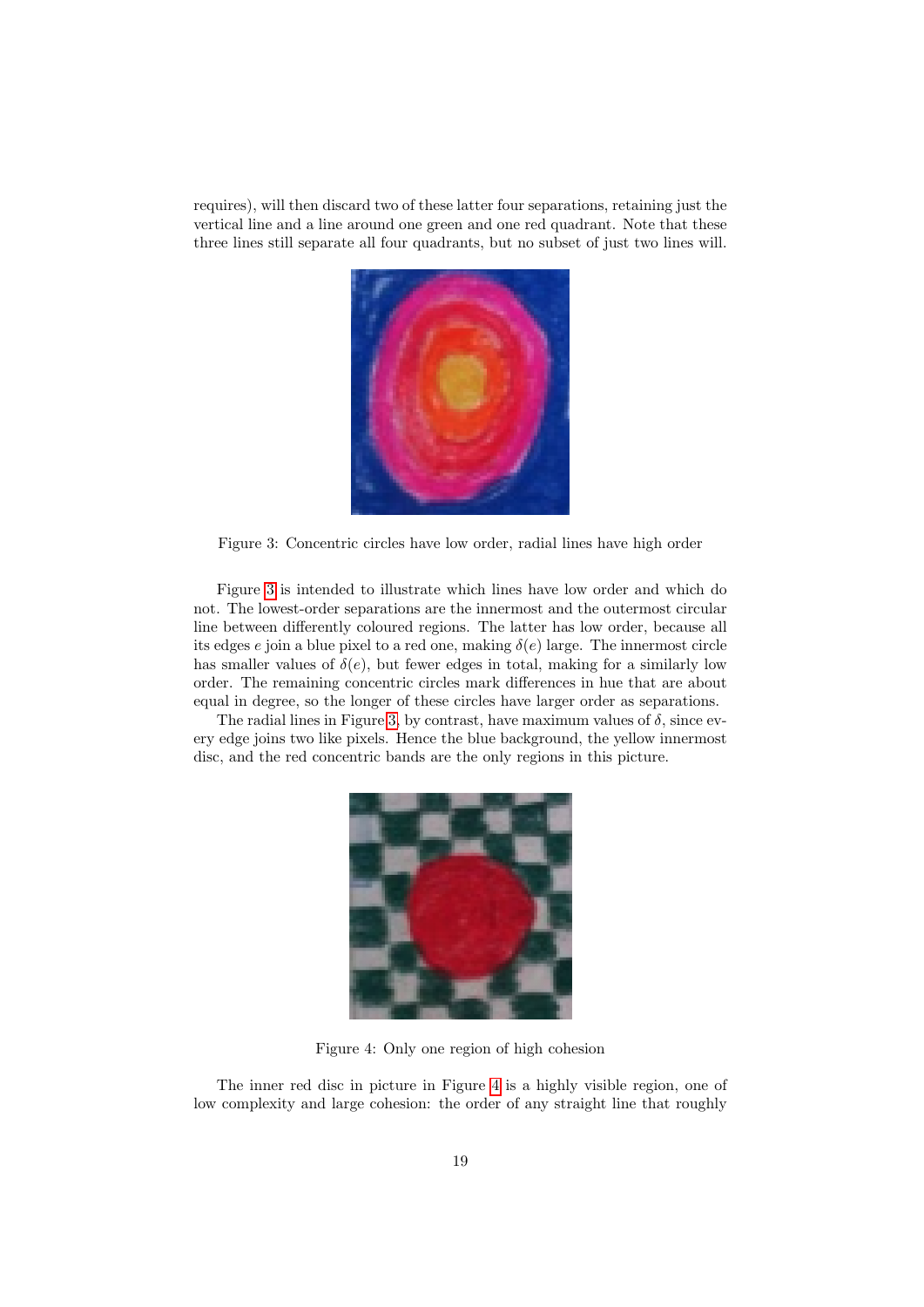requires), will then discard two of these latter four separations, retaining just the vertical line and a line around one green and one red quadrant. Note that these three lines still separate all four quadrants, but no subset of just two lines will.

Figure 3: Concentric circles have low order, radial lines have high order

Figure 3 is intended to illustrate which lines have low order and which do not. The lowest-order separations are the innermost and the outermost circular line between differently coloured regions. The latter has low order, because all its edges $e$ join a blue pixel to a red one, making $\delta(e)$ large. The innermost circle has smaller values of $\delta(e)$, but fewer edges in total, making for a similarly low order. The remaining concentric circles mark differences in hue that are about equal in degree, so the longer of these circles have larger order as separations.

The radial lines in Figure 3, by contrast, have maximum values of $\delta$, since every edge joins two like pixels. Hence the blue background, the yellow innermost disc, and the red concentric bands are the only regions in this picture.

Figure 4: Only one region of high cohesion

The inner red disc in picture in Figure 4 is a highly visible region, one of low complexity and large cohesion: the order of any straight line that roughly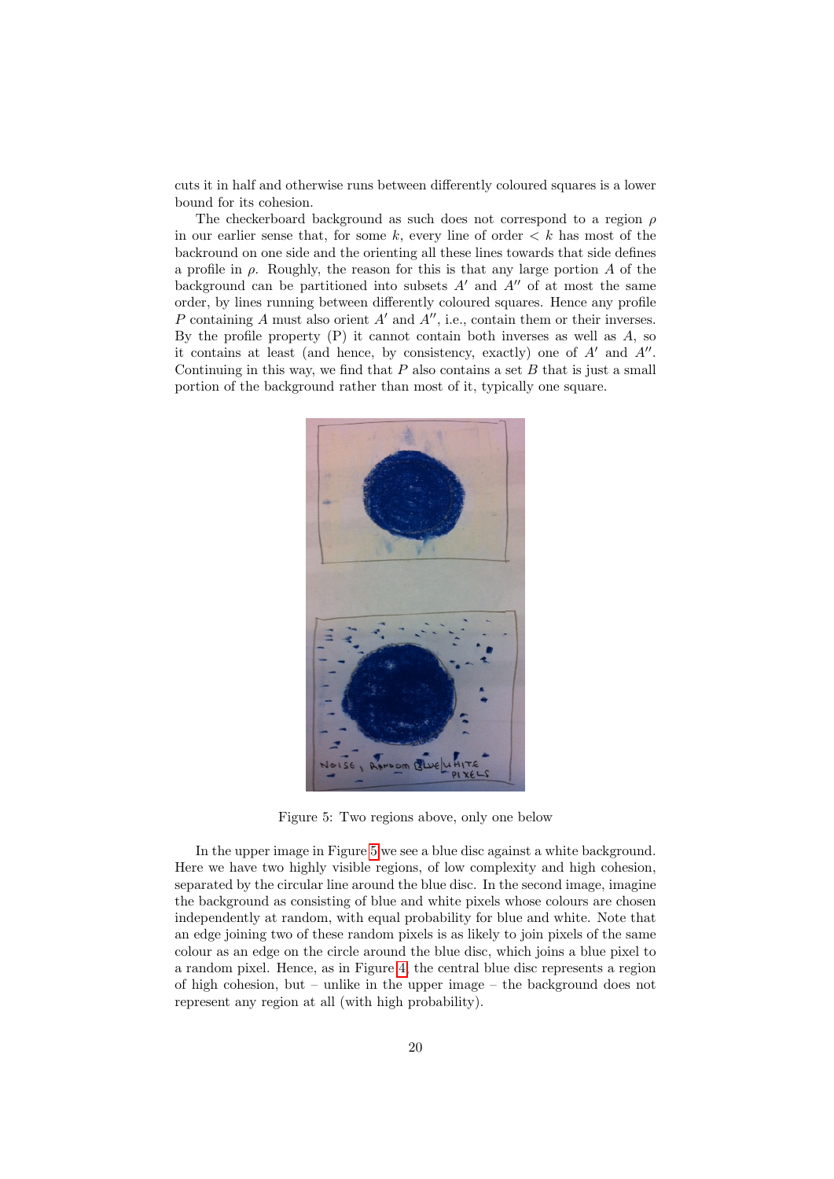cuts it in half and otherwise runs between differently coloured squares is a lower bound for its cohesion.

The checkerboard background as such does not correspond to a region $\rho$ in our earlier sense that, for some $k$, every line of order $< k$ has most of the backround on one side and the orienting all these lines towards that side defines a profile in $\rho$. Roughly, the reason for this is that any large portion $A$ of the background can be partitioned into subsets $A'$ and $A''$ of at most the same order, by lines running between differently coloured squares. Hence any profile $P$ containing $A$ must also orient $A'$ and $A''$, i.e., contain them or their inverses. By the profile property (P) it cannot contain both inverses as well as $A$, so it contains at least (and hence, by consistency, exactly) one of $A'$ and $A''$. Continuing in this way, we find that $P$ also contains a set $B$ that is just a small portion of the background rather than most of it, typically one square.

Figure 5: Two regions above, only one below

In the upper image in Figure 5 we see a blue disc against a white background. Here we have two highly visible regions, of low complexity and high cohesion, separated by the circular line around the blue disc. In the second image, imagine the background as consisting of blue and white pixels whose colours are chosen independently at random, with equal probability for blue and white. Note that an edge joining two of these random pixels is as likely to join pixels of the same colour as an edge on the circle around the blue disc, which joins a blue pixel to a random pixel. Hence, as in Figure 4, the central blue disc represents a region of high cohesion, but – unlike in the upper image – the background does not represent any region at all (with high probability).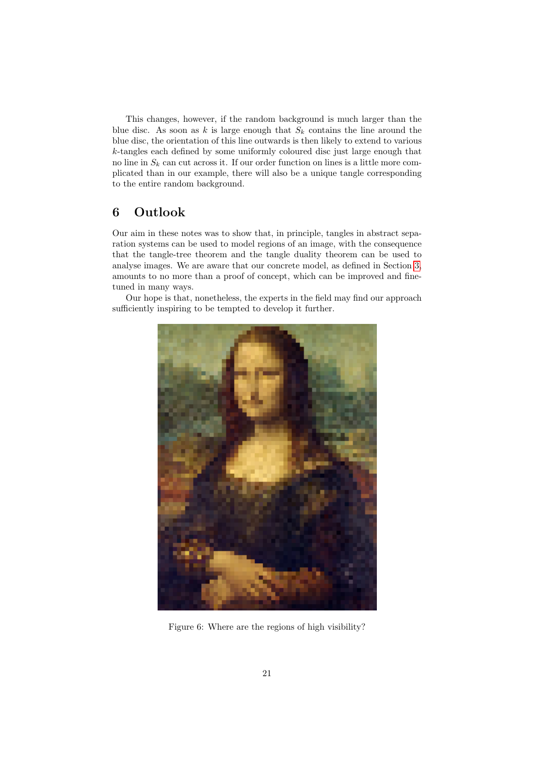This changes, however, if the random background is much larger than the blue disc. As soon as $k$ is large enough that $S_k$ contains the line around the blue disc, the orientation of this line outwards is then likely to extend to various $k$-tangles each defined by some uniformly coloured disc just large enough that no line in $S_k$ can cut across it. If our order function on lines is a little more complicated than in our example, there will also be a unique tangle corresponding to the entire random background.

## 6 Outlook

Our aim in these notes was to show that, in principle, tangles in abstract separation systems can be used to model regions of an image, with the consequence that the tangle-tree theorem and the tangle duality theorem can be used to analyse images. We are aware that our concrete model, as defined in Section 3, amounts to no more than a proof of concept, which can be improved and fine-tuned in many ways.

Our hope is that, nonetheless, the experts in the field may find our approach sufficiently inspiring to be tempted to develop it further.

Figure 6: Where are the regions of high visibility?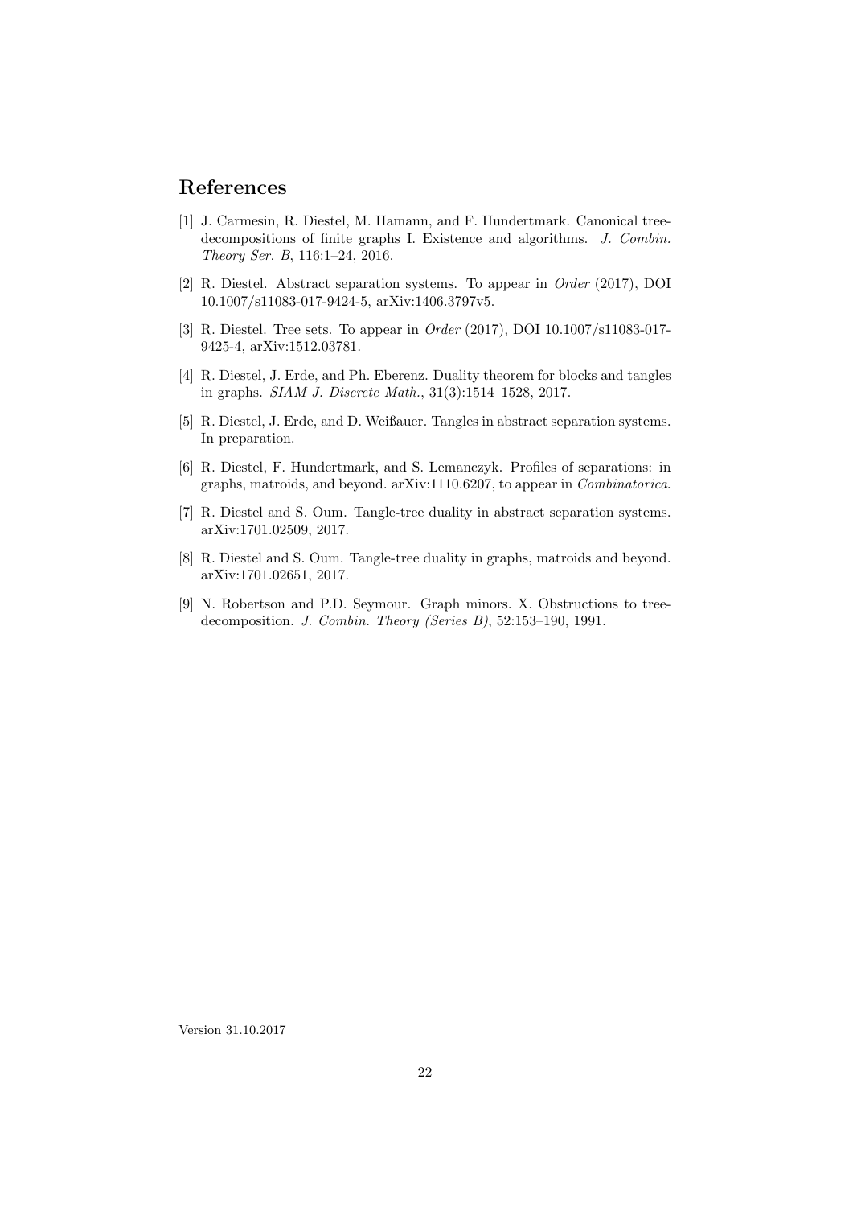## References

[1] J. Carmesin, R. Diestel, M. Hamann, and F. Hundertmark. Canonical tree-decompositions of finite graphs I. Existence and algorithms. *J. Combin. Theory Ser. B*, 116:1–24, 2016.

[2] R. Diestel. Abstract separation systems. To appear in *Order* (2017), DOI 10.1007/s11083-017-9424-5, arXiv:1406.3797v5.

[3] R. Diestel. Tree sets. To appear in *Order* (2017), DOI 10.1007/s11083-017-9425-4, arXiv:1512.03781.

[4] R. Diestel, J. Erde, and Ph. Eberenz. Duality theorem for blocks and tangles in graphs. *SIAM J. Discrete Math.*, 31(3):1514–1528, 2017.

[5] R. Diestel, J. Erde, and D. Weißauer. Tangles in abstract separation systems. In preparation.

[6] R. Diestel, F. Hundertmark, and S. Lemanczyk. Profiles of separations: in graphs, matroids, and beyond. arXiv:1110.6207, to appear in *Combinatorica*.

[7] R. Diestel and S. Oum. Tangle-tree duality in abstract separation systems. arXiv:1701.02509, 2017.

[8] R. Diestel and S. Oum. Tangle-tree duality in graphs, matroids and beyond. arXiv:1701.02651, 2017.

[9] N. Robertson and P.D. Seymour. Graph minors. X. Obstructions to tree-decomposition. *J. Combin. Theory (Series B)*, 52:153–190, 1991.

Version 31.10.2017